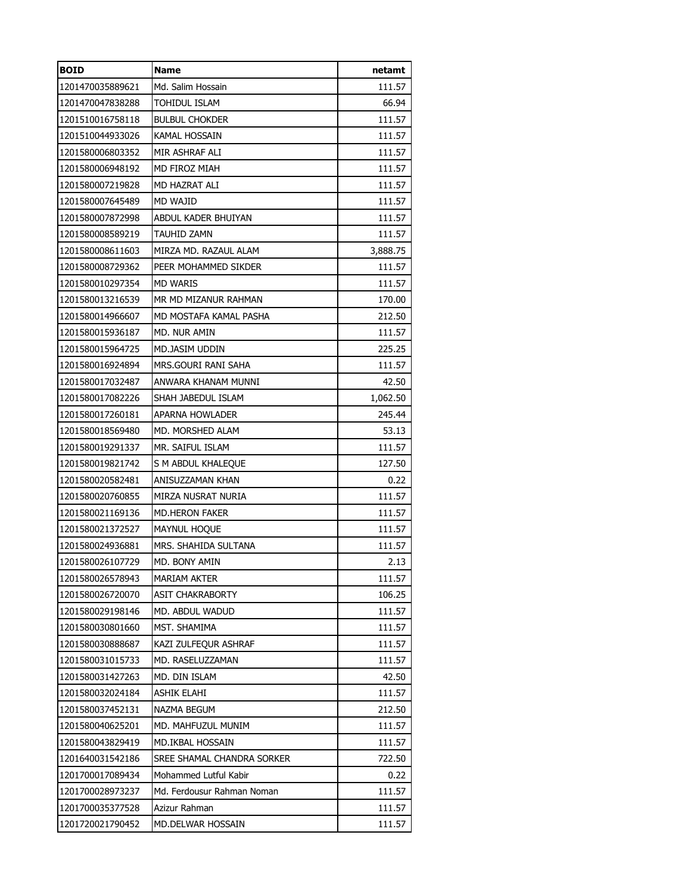| BOID | Name | netamt |
|---|---|---:|
| 1201470035889621 | Md. Salim Hossain | 111.57 |
| 1201470047838288 | TOHIDUL ISLAM | 66.94 |
| 1201510016758118 | BULBUL CHOKDER | 111.57 |
| 1201510044933026 | KAMAL HOSSAIN | 111.57 |
| 1201580006803352 | MIR ASHRAF ALI | 111.57 |
| 1201580006948192 | MD FIROZ MIAH | 111.57 |
| 1201580007219828 | MD HAZRAT ALI | 111.57 |
| 1201580007645489 | MD WAJID | 111.57 |
| 1201580007872998 | ABDUL KADER BHUIYAN | 111.57 |
| 1201580008589219 | TAUHID ZAMN | 111.57 |
| 1201580008611603 | MIRZA MD. RAZAUL ALAM | 3,888.75 |
| 1201580008729362 | PEER MOHAMMED SIKDER | 111.57 |
| 1201580010297354 | MD WARIS | 111.57 |
| 1201580013216539 | MR MD MIZANUR RAHMAN | 170.00 |
| 1201580014966607 | MD MOSTAFA KAMAL PASHA | 212.50 |
| 1201580015936187 | MD. NUR AMIN | 111.57 |
| 1201580015964725 | MD.JASIM UDDIN | 225.25 |
| 1201580016924894 | MRS.GOURI RANI SAHA | 111.57 |
| 1201580017032487 | ANWARA KHANAM MUNNI | 42.50 |
| 1201580017082226 | SHAH JABEDUL ISLAM | 1,062.50 |
| 1201580017260181 | APARNA HOWLADER | 245.44 |
| 1201580018569480 | MD. MORSHED ALAM | 53.13 |
| 1201580019291337 | MR. SAIFUL ISLAM | 111.57 |
| 1201580019821742 | S M ABDUL KHALEQUE | 127.50 |
| 1201580020582481 | ANISUZZAMAN KHAN | 0.22 |
| 1201580020760855 | MIRZA NUSRAT NURIA | 111.57 |
| 1201580021169136 | MD.HERON FAKER | 111.57 |
| 1201580021372527 | MAYNUL HOQUE | 111.57 |
| 1201580024936881 | MRS. SHAHIDA SULTANA | 111.57 |
| 1201580026107729 | MD. BONY AMIN | 2.13 |
| 1201580026578943 | MARIAM AKTER | 111.57 |
| 1201580026720070 | ASIT CHAKRABORTY | 106.25 |
| 1201580029198146 | MD. ABDUL WADUD | 111.57 |
| 1201580030801660 | MST. SHAMIMA | 111.57 |
| 1201580030888687 | KAZI ZULFEQUR ASHRAF | 111.57 |
| 1201580031015733 | MD. RASELUZZAMAN | 111.57 |
| 1201580031427263 | MD. DIN ISLAM | 42.50 |
| 1201580032024184 | ASHIK ELAHI | 111.57 |
| 1201580037452131 | NAZMA BEGUM | 212.50 |
| 1201580040625201 | MD. MAHFUZUL MUNIM | 111.57 |
| 1201580043829419 | MD.IKBAL HOSSAIN | 111.57 |
| 1201640031542186 | SREE SHAMAL CHANDRA SORKER | 722.50 |
| 1201700017089434 | Mohammed Lutful Kabir | 0.22 |
| 1201700028973237 | Md. Ferdousur Rahman Noman | 111.57 |
| 1201700035377528 | Azizur Rahman | 111.57 |
| 1201720021790452 | MD.DELWAR HOSSAIN | 111.57 |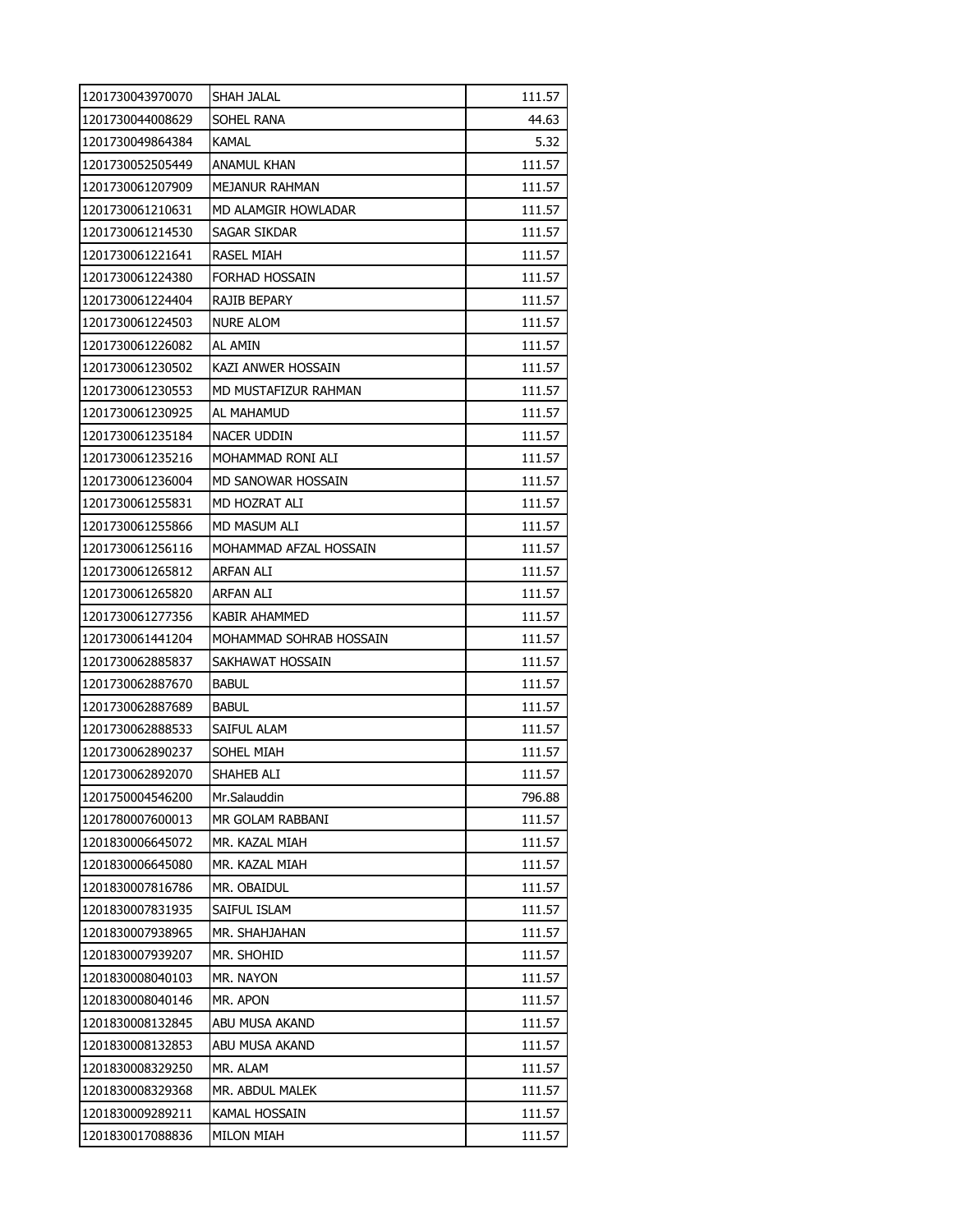| 1201730043970070 | SHAH JALAL | 111.57 |
|---|---|---|
| 1201730044008629 | SOHEL RANA | 44.63 |
| 1201730049864384 | KAMAL | 5.32 |
| 1201730052505449 | ANAMUL KHAN | 111.57 |
| 1201730061207909 | MEJANUR RAHMAN | 111.57 |
| 1201730061210631 | MD ALAMGIR HOWLADAR | 111.57 |
| 1201730061214530 | SAGAR SIKDAR | 111.57 |
| 1201730061221641 | RASEL MIAH | 111.57 |
| 1201730061224380 | FORHAD HOSSAIN | 111.57 |
| 1201730061224404 | RAJIB BEPARY | 111.57 |
| 1201730061224503 | NURE ALOM | 111.57 |
| 1201730061226082 | AL AMIN | 111.57 |
| 1201730061230502 | KAZI ANWER HOSSAIN | 111.57 |
| 1201730061230553 | MD MUSTAFIZUR RAHMAN | 111.57 |
| 1201730061230925 | AL MAHAMUD | 111.57 |
| 1201730061235184 | NACER UDDIN | 111.57 |
| 1201730061235216 | MOHAMMAD RONI ALI | 111.57 |
| 1201730061236004 | MD SANOWAR HOSSAIN | 111.57 |
| 1201730061255831 | MD HOZRAT ALI | 111.57 |
| 1201730061255866 | MD MASUM ALI | 111.57 |
| 1201730061256116 | MOHAMMAD AFZAL HOSSAIN | 111.57 |
| 1201730061265812 | ARFAN ALI | 111.57 |
| 1201730061265820 | ARFAN ALI | 111.57 |
| 1201730061277356 | KABIR AHAMMED | 111.57 |
| 1201730061441204 | MOHAMMAD SOHRAB HOSSAIN | 111.57 |
| 1201730062885837 | SAKHAWAT HOSSAIN | 111.57 |
| 1201730062887670 | BABUL | 111.57 |
| 1201730062887689 | BABUL | 111.57 |
| 1201730062888533 | SAIFUL ALAM | 111.57 |
| 1201730062890237 | SOHEL MIAH | 111.57 |
| 1201730062892070 | SHAHEB ALI | 111.57 |
| 1201750004546200 | Mr.Salauddin | 796.88 |
| 1201780007600013 | MR GOLAM RABBANI | 111.57 |
| 1201830006645072 | MR. KAZAL MIAH | 111.57 |
| 1201830006645080 | MR. KAZAL MIAH | 111.57 |
| 1201830007816786 | MR. OBAIDUL | 111.57 |
| 1201830007831935 | SAIFUL ISLAM | 111.57 |
| 1201830007938965 | MR. SHAHJAHAN | 111.57 |
| 1201830007939207 | MR. SHOHID | 111.57 |
| 1201830008040103 | MR. NAYON | 111.57 |
| 1201830008040146 | MR. APON | 111.57 |
| 1201830008132845 | ABU MUSA AKAND | 111.57 |
| 1201830008132853 | ABU MUSA AKAND | 111.57 |
| 1201830008329250 | MR. ALAM | 111.57 |
| 1201830008329368 | MR. ABDUL MALEK | 111.57 |
| 1201830009289211 | KAMAL HOSSAIN | 111.57 |
| 1201830017088836 | MILON MIAH | 111.57 |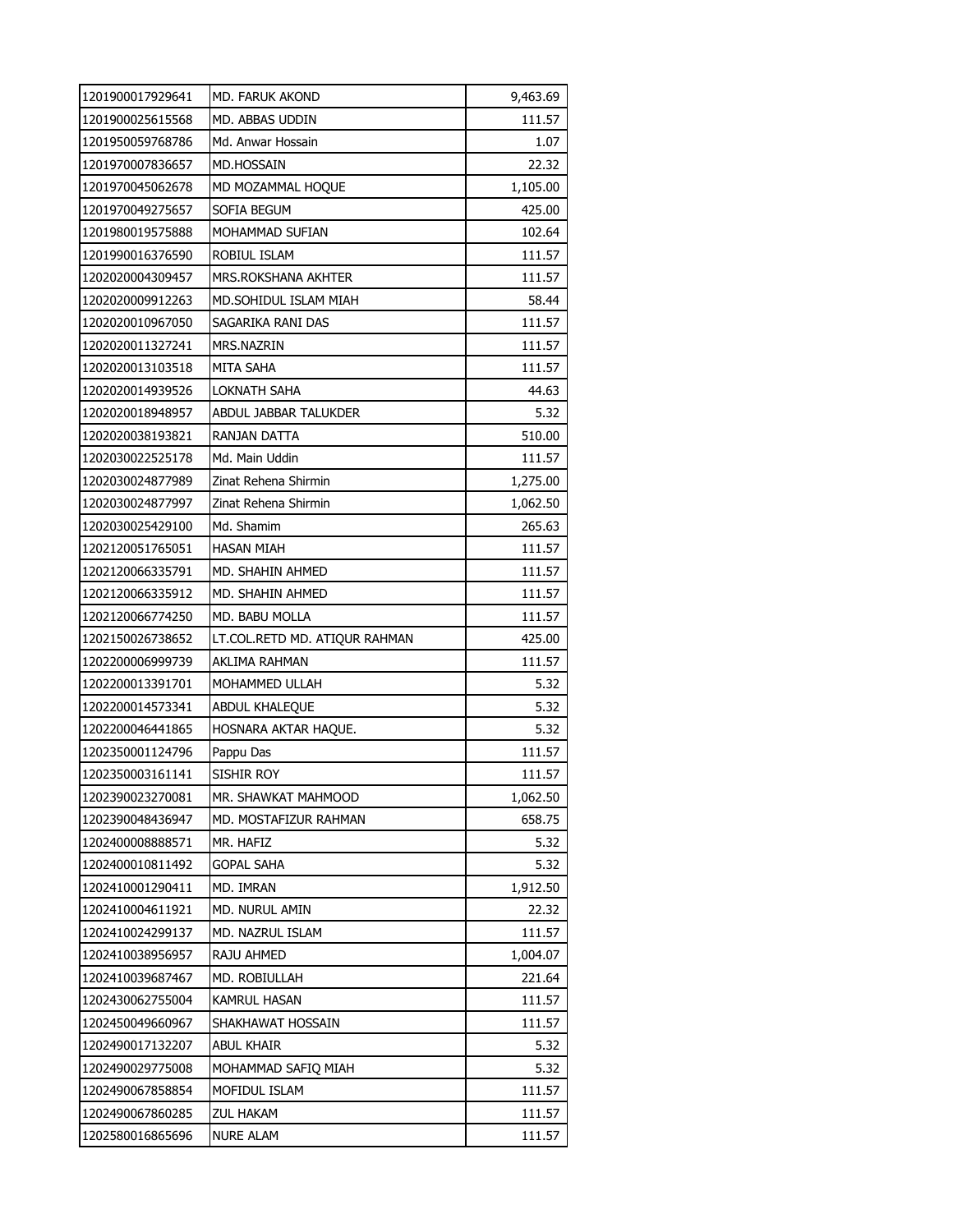| | | |
|---|---|---|
| 1201900017929641 | MD. FARUK AKOND | 9,463.69 |
| 1201900025615568 | MD. ABBAS UDDIN | 111.57 |
| 1201950059768786 | Md. Anwar Hossain | 1.07 |
| 1201970007836657 | MD.HOSSAIN | 22.32 |
| 1201970045062678 | MD MOZAMMAL HOQUE | 1,105.00 |
| 1201970049275657 | SOFIA BEGUM | 425.00 |
| 1201980019575888 | MOHAMMAD SUFIAN | 102.64 |
| 1201990016376590 | ROBIUL ISLAM | 111.57 |
| 1202020004309457 | MRS.ROKSHANA AKHTER | 111.57 |
| 1202020009912263 | MD.SOHIDUL ISLAM MIAH | 58.44 |
| 1202020010967050 | SAGARIKA RANI DAS | 111.57 |
| 1202020011327241 | MRS.NAZRIN | 111.57 |
| 1202020013103518 | MITA SAHA | 111.57 |
| 1202020014939526 | LOKNATH SAHA | 44.63 |
| 1202020018948957 | ABDUL JABBAR TALUKDER | 5.32 |
| 1202020038193821 | RANJAN DATTA | 510.00 |
| 1202030022525178 | Md. Main Uddin | 111.57 |
| 1202030024877989 | Zinat Rehena Shirmin | 1,275.00 |
| 1202030024877997 | Zinat Rehena Shirmin | 1,062.50 |
| 1202030025429100 | Md. Shamim | 265.63 |
| 1202120051765051 | HASAN MIAH | 111.57 |
| 1202120066335791 | MD. SHAHIN AHMED | 111.57 |
| 1202120066335912 | MD. SHAHIN AHMED | 111.57 |
| 1202120066774250 | MD. BABU MOLLA | 111.57 |
| 1202150026738652 | LT.COL.RETD MD. ATIQUR RAHMAN | 425.00 |
| 1202200006999739 | AKLIMA RAHMAN | 111.57 |
| 1202200013391701 | MOHAMMED ULLAH | 5.32 |
| 1202200014573341 | ABDUL KHALEQUE | 5.32 |
| 1202200046441865 | HOSNARA AKTAR HAQUE. | 5.32 |
| 1202350001124796 | Pappu Das | 111.57 |
| 1202350003161141 | SISHIR ROY | 111.57 |
| 1202390023270081 | MR. SHAWKAT MAHMOOD | 1,062.50 |
| 1202390048436947 | MD. MOSTAFIZUR RAHMAN | 658.75 |
| 1202400008888571 | MR. HAFIZ | 5.32 |
| 1202400010811492 | GOPAL SAHA | 5.32 |
| 1202410001290411 | MD. IMRAN | 1,912.50 |
| 1202410004611921 | MD. NURUL AMIN | 22.32 |
| 1202410024299137 | MD. NAZRUL ISLAM | 111.57 |
| 1202410038956957 | RAJU AHMED | 1,004.07 |
| 1202410039687467 | MD. ROBIULLAH | 221.64 |
| 1202430062755004 | KAMRUL HASAN | 111.57 |
| 1202450049660967 | SHAKHAWAT HOSSAIN | 111.57 |
| 1202490017132207 | ABUL KHAIR | 5.32 |
| 1202490029775008 | MOHAMMAD SAFIQ MIAH | 5.32 |
| 1202490067858854 | MOFIDUL ISLAM | 111.57 |
| 1202490067860285 | ZUL HAKAM | 111.57 |
| 1202580016865696 | NURE ALAM | 111.57 |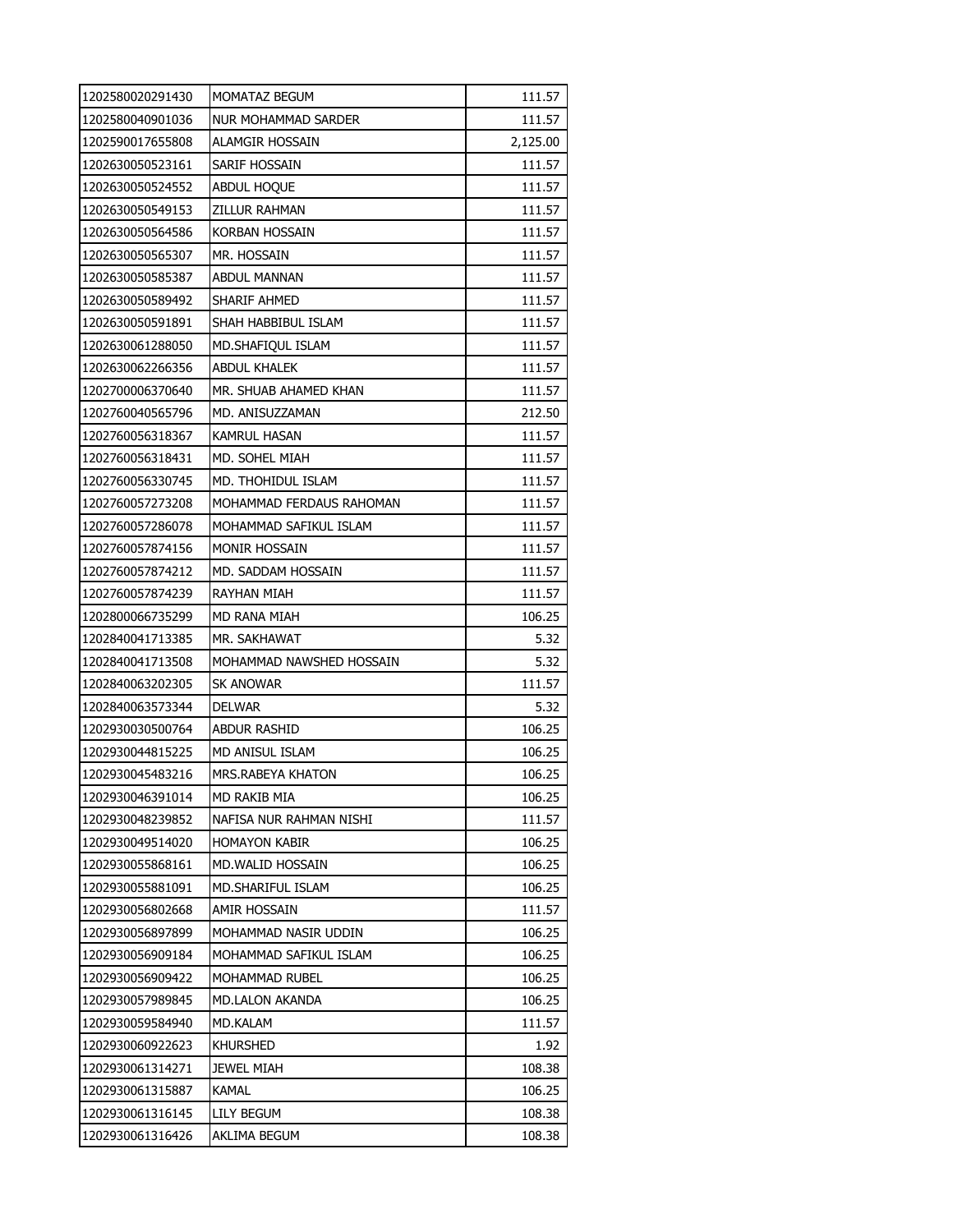| | | |
|---|---|---|
| 1202580020291430 | MOMATAZ BEGUM | 111.57 |
| 1202580040901036 | NUR MOHAMMAD SARDER | 111.57 |
| 1202590017655808 | ALAMGIR HOSSAIN | 2,125.00 |
| 1202630050523161 | SARIF HOSSAIN | 111.57 |
| 1202630050524552 | ABDUL HOQUE | 111.57 |
| 1202630050549153 | ZILLUR RAHMAN | 111.57 |
| 1202630050564586 | KORBAN HOSSAIN | 111.57 |
| 1202630050565307 | MR. HOSSAIN | 111.57 |
| 1202630050585387 | ABDUL MANNAN | 111.57 |
| 1202630050589492 | SHARIF AHMED | 111.57 |
| 1202630050591891 | SHAH HABBIBUL ISLAM | 111.57 |
| 1202630061288050 | MD.SHAFIQUL ISLAM | 111.57 |
| 1202630062266356 | ABDUL KHALEK | 111.57 |
| 1202700006370640 | MR. SHUAB AHAMED KHAN | 111.57 |
| 1202760040565796 | MD. ANISUZZAMAN | 212.50 |
| 1202760056318367 | KAMRUL HASAN | 111.57 |
| 1202760056318431 | MD. SOHEL MIAH | 111.57 |
| 1202760056330745 | MD. THOHIDUL ISLAM | 111.57 |
| 1202760057273208 | MOHAMMAD FERDAUS RAHOMAN | 111.57 |
| 1202760057286078 | MOHAMMAD SAFIKUL ISLAM | 111.57 |
| 1202760057874156 | MONIR HOSSAIN | 111.57 |
| 1202760057874212 | MD. SADDAM HOSSAIN | 111.57 |
| 1202760057874239 | RAYHAN MIAH | 111.57 |
| 1202800066735299 | MD RANA MIAH | 106.25 |
| 1202840041713385 | MR. SAKHAWAT | 5.32 |
| 1202840041713508 | MOHAMMAD NAWSHED HOSSAIN | 5.32 |
| 1202840063202305 | SK ANOWAR | 111.57 |
| 1202840063573344 | DELWAR | 5.32 |
| 1202930030500764 | ABDUR RASHID | 106.25 |
| 1202930044815225 | MD ANISUL ISLAM | 106.25 |
| 1202930045483216 | MRS.RABEYA KHATON | 106.25 |
| 1202930046391014 | MD RAKIB MIA | 106.25 |
| 1202930048239852 | NAFISA NUR RAHMAN NISHI | 111.57 |
| 1202930049514020 | HOMAYON KABIR | 106.25 |
| 1202930055868161 | MD.WALID HOSSAIN | 106.25 |
| 1202930055881091 | MD.SHARIFUL ISLAM | 106.25 |
| 1202930056802668 | AMIR HOSSAIN | 111.57 |
| 1202930056897899 | MOHAMMAD NASIR UDDIN | 106.25 |
| 1202930056909184 | MOHAMMAD SAFIKUL ISLAM | 106.25 |
| 1202930056909422 | MOHAMMAD RUBEL | 106.25 |
| 1202930057989845 | MD.LALON AKANDA | 106.25 |
| 1202930059584940 | MD.KALAM | 111.57 |
| 1202930060922623 | KHURSHED | 1.92 |
| 1202930061314271 | JEWEL MIAH | 108.38 |
| 1202930061315887 | KAMAL | 106.25 |
| 1202930061316145 | LILY BEGUM | 108.38 |
| 1202930061316426 | AKLIMA BEGUM | 108.38 |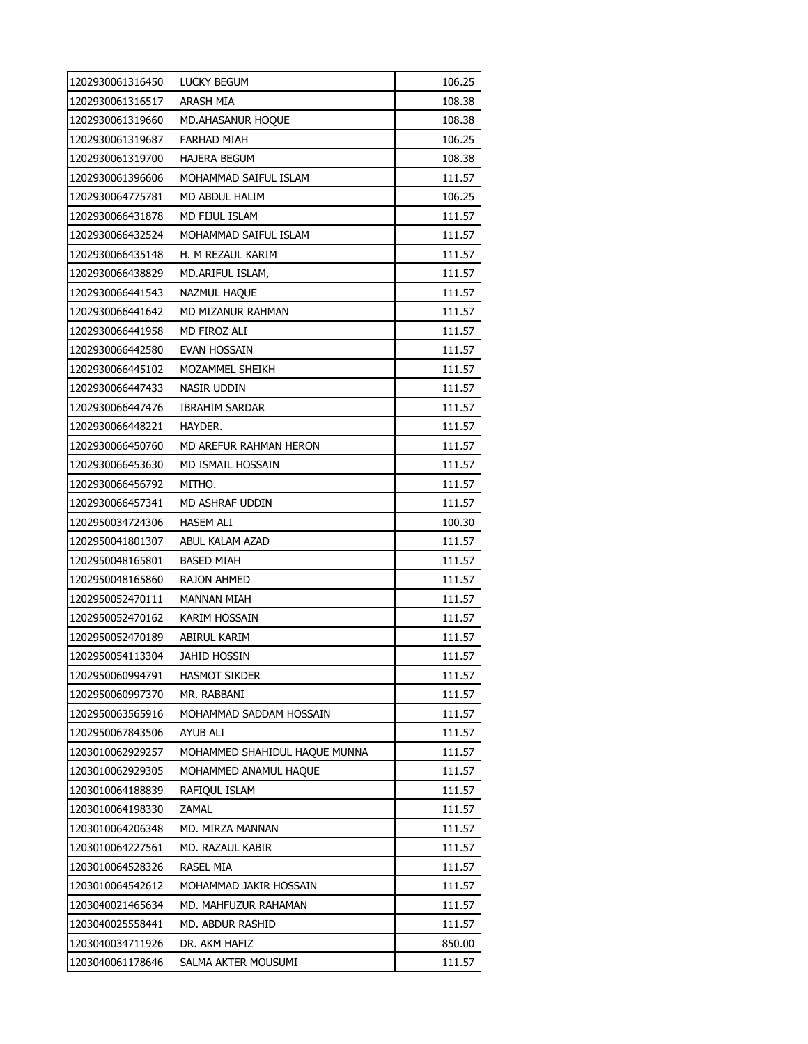| | | |
|---|---|---|
| 1202930061316450 | LUCKY BEGUM | 106.25 |
| 1202930061316517 | ARASH MIA | 108.38 |
| 1202930061319660 | MD.AHASANUR HOQUE | 108.38 |
| 1202930061319687 | FARHAD MIAH | 106.25 |
| 1202930061319700 | HAJERA BEGUM | 108.38 |
| 1202930061396606 | MOHAMMAD SAIFUL ISLAM | 111.57 |
| 1202930064775781 | MD ABDUL HALIM | 106.25 |
| 1202930066431878 | MD FIJUL ISLAM | 111.57 |
| 1202930066432524 | MOHAMMAD SAIFUL ISLAM | 111.57 |
| 1202930066435148 | H. M REZAUL KARIM | 111.57 |
| 1202930066438829 | MD.ARIFUL ISLAM, | 111.57 |
| 1202930066441543 | NAZMUL HAQUE | 111.57 |
| 1202930066441642 | MD MIZANUR RAHMAN | 111.57 |
| 1202930066441958 | MD FIROZ ALI | 111.57 |
| 1202930066442580 | EVAN HOSSAIN | 111.57 |
| 1202930066445102 | MOZAMMEL SHEIKH | 111.57 |
| 1202930066447433 | NASIR UDDIN | 111.57 |
| 1202930066447476 | IBRAHIM SARDAR | 111.57 |
| 1202930066448221 | HAYDER. | 111.57 |
| 1202930066450760 | MD AREFUR RAHMAN HERON | 111.57 |
| 1202930066453630 | MD ISMAIL HOSSAIN | 111.57 |
| 1202930066456792 | MITHO. | 111.57 |
| 1202930066457341 | MD ASHRAF UDDIN | 111.57 |
| 1202950034724306 | HASEM ALI | 100.30 |
| 1202950041801307 | ABUL KALAM AZAD | 111.57 |
| 1202950048165801 | BASED MIAH | 111.57 |
| 1202950048165860 | RAJON AHMED | 111.57 |
| 1202950052470111 | MANNAN MIAH | 111.57 |
| 1202950052470162 | KARIM HOSSAIN | 111.57 |
| 1202950052470189 | ABIRUL KARIM | 111.57 |
| 1202950054113304 | JAHID HOSSIN | 111.57 |
| 1202950060994791 | HASMOT SIKDER | 111.57 |
| 1202950060997370 | MR. RABBANI | 111.57 |
| 1202950063565916 | MOHAMMAD SADDAM HOSSAIN | 111.57 |
| 1202950067843506 | AYUB ALI | 111.57 |
| 1203010062929257 | MOHAMMED SHAHIDUL HAQUE MUNNA | 111.57 |
| 1203010062929305 | MOHAMMED ANAMUL HAQUE | 111.57 |
| 1203010064188839 | RAFIQUL ISLAM | 111.57 |
| 1203010064198330 | ZAMAL | 111.57 |
| 1203010064206348 | MD. MIRZA MANNAN | 111.57 |
| 1203010064227561 | MD. RAZAUL KABIR | 111.57 |
| 1203010064528326 | RASEL MIA | 111.57 |
| 1203010064542612 | MOHAMMAD JAKIR HOSSAIN | 111.57 |
| 1203040021465634 | MD. MAHFUZUR RAHAMAN | 111.57 |
| 1203040025558441 | MD. ABDUR RASHID | 111.57 |
| 1203040034711926 | DR. AKM HAFIZ | 850.00 |
| 1203040061178646 | SALMA AKTER MOUSUMI | 111.57 |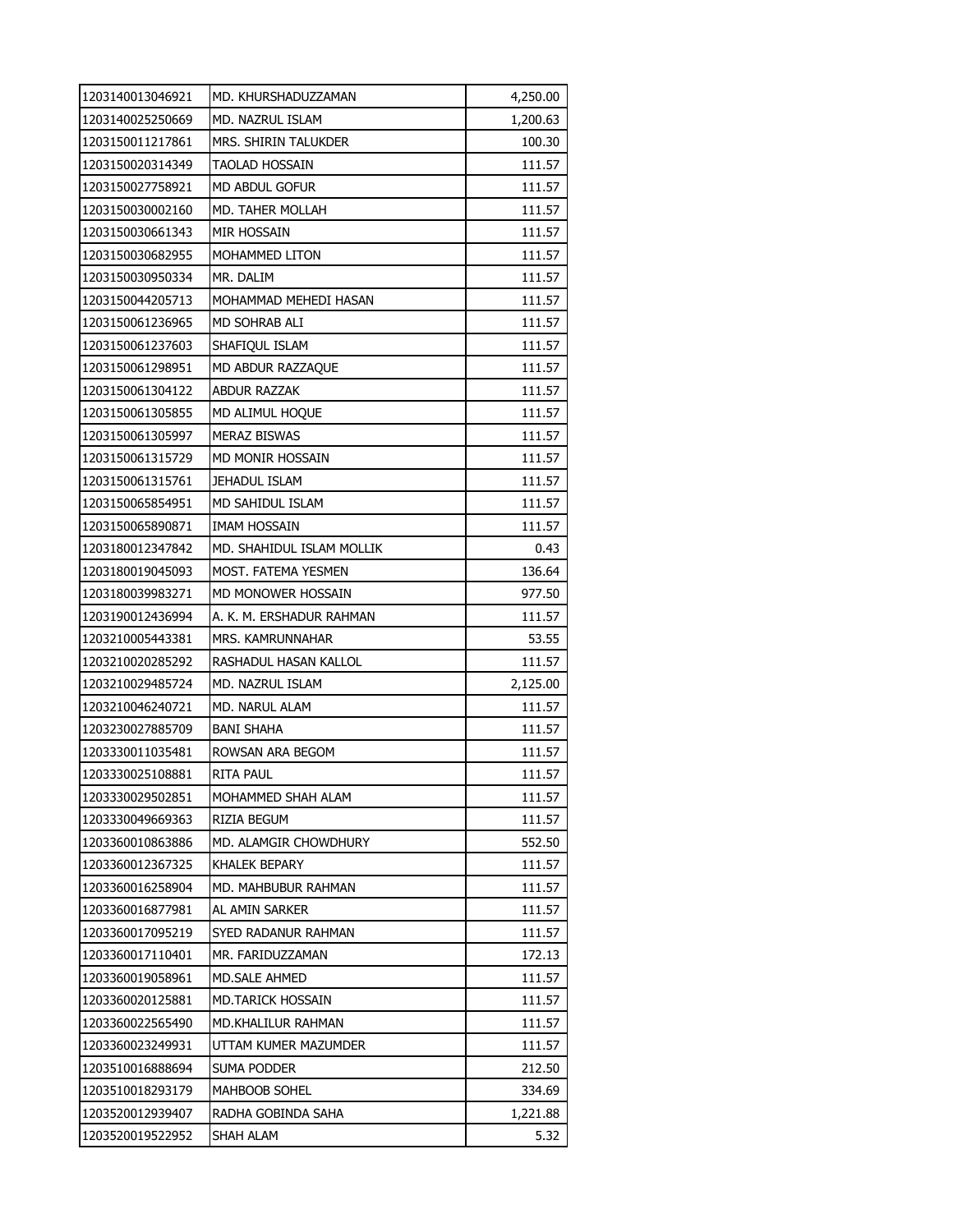| | | |
|---|---|---|
| 1203140013046921 | MD. KHURSHADUZZAMAN | 4,250.00 |
| 1203140025250669 | MD. NAZRUL ISLAM | 1,200.63 |
| 1203150011217861 | MRS. SHIRIN TALUKDER | 100.30 |
| 1203150020314349 | TAOLAD HOSSAIN | 111.57 |
| 1203150027758921 | MD ABDUL GOFUR | 111.57 |
| 1203150030002160 | MD. TAHER MOLLAH | 111.57 |
| 1203150030661343 | MIR HOSSAIN | 111.57 |
| 1203150030682955 | MOHAMMED LITON | 111.57 |
| 1203150030950334 | MR. DALIM | 111.57 |
| 1203150044205713 | MOHAMMAD MEHEDI HASAN | 111.57 |
| 1203150061236965 | MD SOHRAB ALI | 111.57 |
| 1203150061237603 | SHAFIQUL ISLAM | 111.57 |
| 1203150061298951 | MD ABDUR RAZZAQUE | 111.57 |
| 1203150061304122 | ABDUR RAZZAK | 111.57 |
| 1203150061305855 | MD ALIMUL HOQUE | 111.57 |
| 1203150061305997 | MERAZ BISWAS | 111.57 |
| 1203150061315729 | MD MONIR HOSSAIN | 111.57 |
| 1203150061315761 | JEHADUL ISLAM | 111.57 |
| 1203150065854951 | MD SAHIDUL ISLAM | 111.57 |
| 1203150065890871 | IMAM HOSSAIN | 111.57 |
| 1203180012347842 | MD. SHAHIDUL ISLAM MOLLIK | 0.43 |
| 1203180019045093 | MOST. FATEMA YESMEN | 136.64 |
| 1203180039983271 | MD MONOWER HOSSAIN | 977.50 |
| 1203190012436994 | A. K. M. ERSHADUR RAHMAN | 111.57 |
| 1203210005443381 | MRS. KAMRUNNAHAR | 53.55 |
| 1203210020285292 | RASHADUL HASAN KALLOL | 111.57 |
| 1203210029485724 | MD. NAZRUL ISLAM | 2,125.00 |
| 1203210046240721 | MD. NARUL ALAM | 111.57 |
| 1203230027885709 | BANI SHAHA | 111.57 |
| 1203330011035481 | ROWSAN ARA BEGOM | 111.57 |
| 1203330025108881 | RITA PAUL | 111.57 |
| 1203330029502851 | MOHAMMED SHAH ALAM | 111.57 |
| 1203330049669363 | RIZIA BEGUM | 111.57 |
| 1203360010863886 | MD. ALAMGIR CHOWDHURY | 552.50 |
| 1203360012367325 | KHALEK BEPARY | 111.57 |
| 1203360016258904 | MD. MAHBUBUR RAHMAN | 111.57 |
| 1203360016877981 | AL AMIN SARKER | 111.57 |
| 1203360017095219 | SYED RADANUR RAHMAN | 111.57 |
| 1203360017110401 | MR. FARIDUZZAMAN | 172.13 |
| 1203360019058961 | MD.SALE AHMED | 111.57 |
| 1203360020125881 | MD.TARICK HOSSAIN | 111.57 |
| 1203360022565490 | MD.KHALILUR RAHMAN | 111.57 |
| 1203360023249931 | UTTAM KUMER MAZUMDER | 111.57 |
| 1203510016888694 | SUMA PODDER | 212.50 |
| 1203510018293179 | MAHBOOB SOHEL | 334.69 |
| 1203520012939407 | RADHA GOBINDA SAHA | 1,221.88 |
| 1203520019522952 | SHAH ALAM | 5.32 |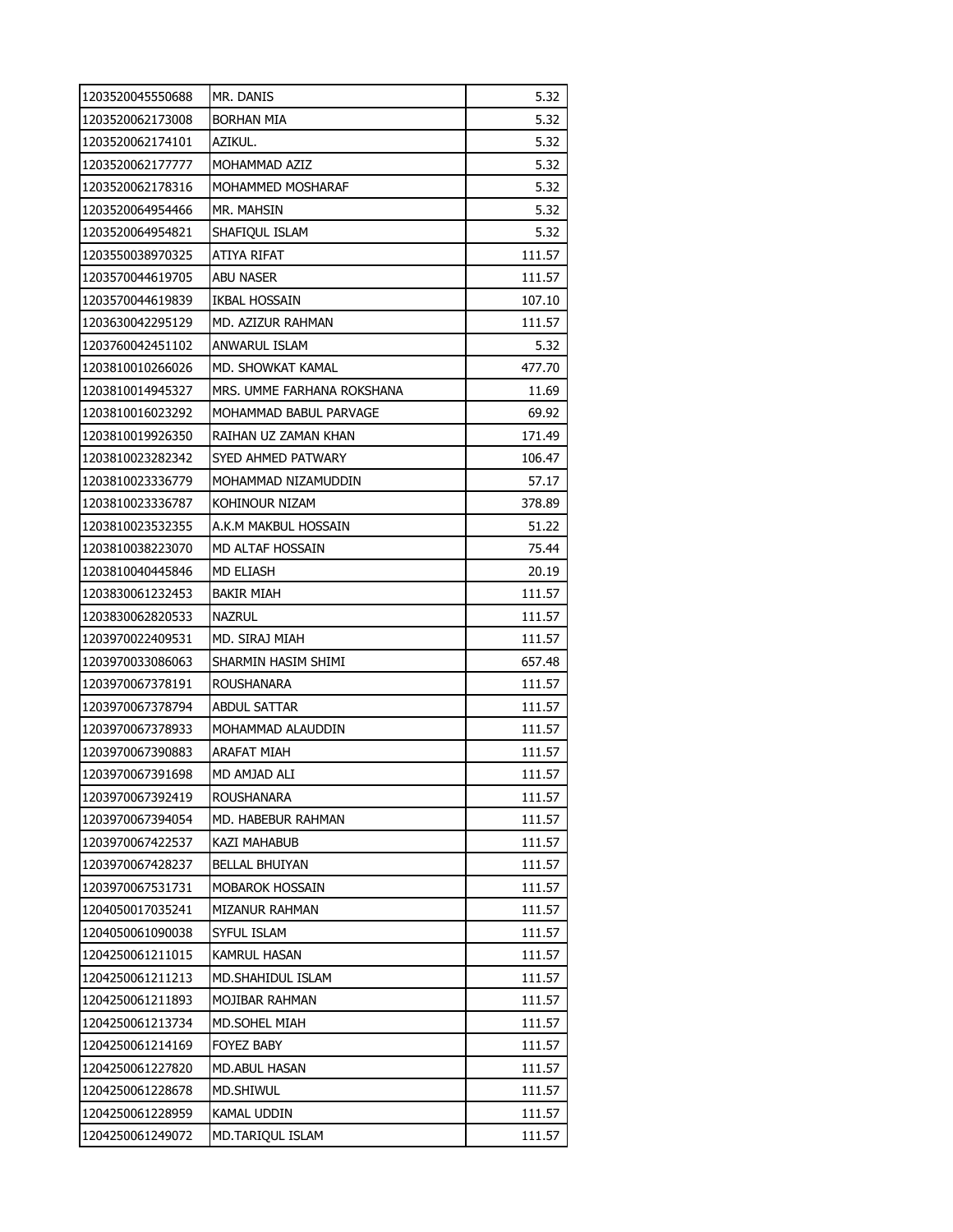| | | |
|---|---|---|
| 1203520045550688 | MR. DANIS | 5.32 |
| 1203520062173008 | BORHAN MIA | 5.32 |
| 1203520062174101 | AZIKUL. | 5.32 |
| 1203520062177777 | MOHAMMAD AZIZ | 5.32 |
| 1203520062178316 | MOHAMMED MOSHARAF | 5.32 |
| 1203520064954466 | MR. MAHSIN | 5.32 |
| 1203520064954821 | SHAFIQUL ISLAM | 5.32 |
| 1203550038970325 | ATIYA RIFAT | 111.57 |
| 1203570044619705 | ABU NASER | 111.57 |
| 1203570044619839 | IKBAL HOSSAIN | 107.10 |
| 1203630042295129 | MD. AZIZUR RAHMAN | 111.57 |
| 1203760042451102 | ANWARUL ISLAM | 5.32 |
| 1203810010266026 | MD. SHOWKAT KAMAL | 477.70 |
| 1203810014945327 | MRS. UMME FARHANA ROKSHANA | 11.69 |
| 1203810016023292 | MOHAMMAD BABUL PARVAGE | 69.92 |
| 1203810019926350 | RAIHAN UZ ZAMAN KHAN | 171.49 |
| 1203810023282342 | SYED AHMED PATWARY | 106.47 |
| 1203810023336779 | MOHAMMAD NIZAMUDDIN | 57.17 |
| 1203810023336787 | KOHINOUR NIZAM | 378.89 |
| 1203810023532355 | A.K.M MAKBUL HOSSAIN | 51.22 |
| 1203810038223070 | MD ALTAF HOSSAIN | 75.44 |
| 1203810040445846 | MD ELIASH | 20.19 |
| 1203830061232453 | BAKIR MIAH | 111.57 |
| 1203830062820533 | NAZRUL | 111.57 |
| 1203970022409531 | MD. SIRAJ MIAH | 111.57 |
| 1203970033086063 | SHARMIN HASIM SHIMI | 657.48 |
| 1203970067378191 | ROUSHANARA | 111.57 |
| 1203970067378794 | ABDUL SATTAR | 111.57 |
| 1203970067378933 | MOHAMMAD ALAUDDIN | 111.57 |
| 1203970067390883 | ARAFAT MIAH | 111.57 |
| 1203970067391698 | MD AMJAD ALI | 111.57 |
| 1203970067392419 | ROUSHANARA | 111.57 |
| 1203970067394054 | MD. HABEBUR RAHMAN | 111.57 |
| 1203970067422537 | KAZI MAHABUB | 111.57 |
| 1203970067428237 | BELLAL BHUIYAN | 111.57 |
| 1203970067531731 | MOBAROK HOSSAIN | 111.57 |
| 1204050017035241 | MIZANUR RAHMAN | 111.57 |
| 1204050061090038 | SYFUL ISLAM | 111.57 |
| 1204250061211015 | KAMRUL HASAN | 111.57 |
| 1204250061211213 | MD.SHAHIDUL ISLAM | 111.57 |
| 1204250061211893 | MOJIBAR RAHMAN | 111.57 |
| 1204250061213734 | MD.SOHEL MIAH | 111.57 |
| 1204250061214169 | FOYEZ BABY | 111.57 |
| 1204250061227820 | MD.ABUL HASAN | 111.57 |
| 1204250061228678 | MD.SHIWUL | 111.57 |
| 1204250061228959 | KAMAL UDDIN | 111.57 |
| 1204250061249072 | MD.TARIQUL ISLAM | 111.57 |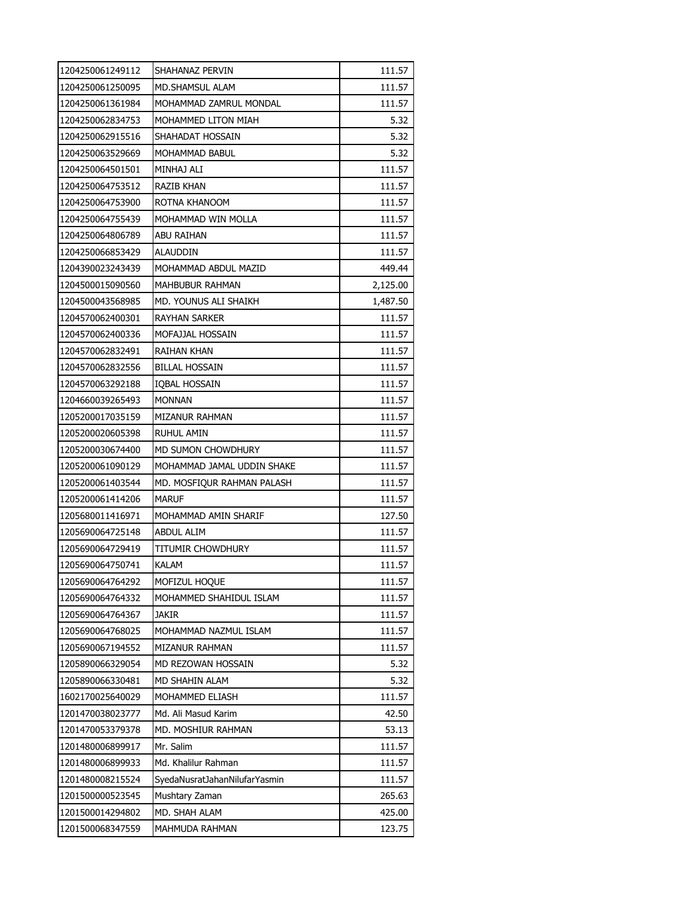| | | |
|---|---|---|
| 1204250061249112 | SHAHANAZ PERVIN | 111.57 |
| 1204250061250095 | MD.SHAMSUL ALAM | 111.57 |
| 1204250061361984 | MOHAMMAD ZAMRUL MONDAL | 111.57 |
| 1204250062834753 | MOHAMMED LITON MIAH | 5.32 |
| 1204250062915516 | SHAHADAT HOSSAIN | 5.32 |
| 1204250063529669 | MOHAMMAD BABUL | 5.32 |
| 1204250064501501 | MINHAJ ALI | 111.57 |
| 1204250064753512 | RAZIB KHAN | 111.57 |
| 1204250064753900 | ROTNA KHANOOM | 111.57 |
| 1204250064755439 | MOHAMMAD WIN MOLLA | 111.57 |
| 1204250064806789 | ABU RAIHAN | 111.57 |
| 1204250066853429 | ALAUDDIN | 111.57 |
| 1204390023243439 | MOHAMMAD ABDUL MAZID | 449.44 |
| 1204500015090560 | MAHBUBUR RAHMAN | 2,125.00 |
| 1204500043568985 | MD. YOUNUS ALI SHAIKH | 1,487.50 |
| 1204570062400301 | RAYHAN SARKER | 111.57 |
| 1204570062400336 | MOFAJJAL HOSSAIN | 111.57 |
| 1204570062832491 | RAIHAN KHAN | 111.57 |
| 1204570062832556 | BILLAL HOSSAIN | 111.57 |
| 1204570063292188 | IQBAL HOSSAIN | 111.57 |
| 1204660039265493 | MONNAN | 111.57 |
| 1205200017035159 | MIZANUR RAHMAN | 111.57 |
| 1205200020605398 | RUHUL AMIN | 111.57 |
| 1205200030674400 | MD SUMON CHOWDHURY | 111.57 |
| 1205200061090129 | MOHAMMAD JAMAL UDDIN SHAKE | 111.57 |
| 1205200061403544 | MD. MOSFIQUR RAHMAN PALASH | 111.57 |
| 1205200061414206 | MARUF | 111.57 |
| 1205680011416971 | MOHAMMAD AMIN SHARIF | 127.50 |
| 1205690064725148 | ABDUL ALIM | 111.57 |
| 1205690064729419 | TITUMIR CHOWDHURY | 111.57 |
| 1205690064750741 | KALAM | 111.57 |
| 1205690064764292 | MOFIZUL HOQUE | 111.57 |
| 1205690064764332 | MOHAMMED SHAHIDUL ISLAM | 111.57 |
| 1205690064764367 | JAKIR | 111.57 |
| 1205690064768025 | MOHAMMAD NAZMUL ISLAM | 111.57 |
| 1205690067194552 | MIZANUR RAHMAN | 111.57 |
| 1205890066329054 | MD REZOWAN HOSSAIN | 5.32 |
| 1205890066330481 | MD SHAHIN ALAM | 5.32 |
| 1602170025640029 | MOHAMMED ELIASH | 111.57 |
| 1201470038023777 | Md. Ali Masud Karim | 42.50 |
| 1201470053379378 | MD. MOSHIUR RAHMAN | 53.13 |
| 1201480006899917 | Mr. Salim | 111.57 |
| 1201480006899933 | Md. Khalilur Rahman | 111.57 |
| 1201480008215524 | SyedaNusratJahanNilufarYasmin | 111.57 |
| 1201500000523545 | Mushtary Zaman | 265.63 |
| 1201500014294802 | MD. SHAH ALAM | 425.00 |
| 1201500068347559 | MAHMUDA RAHMAN | 123.75 |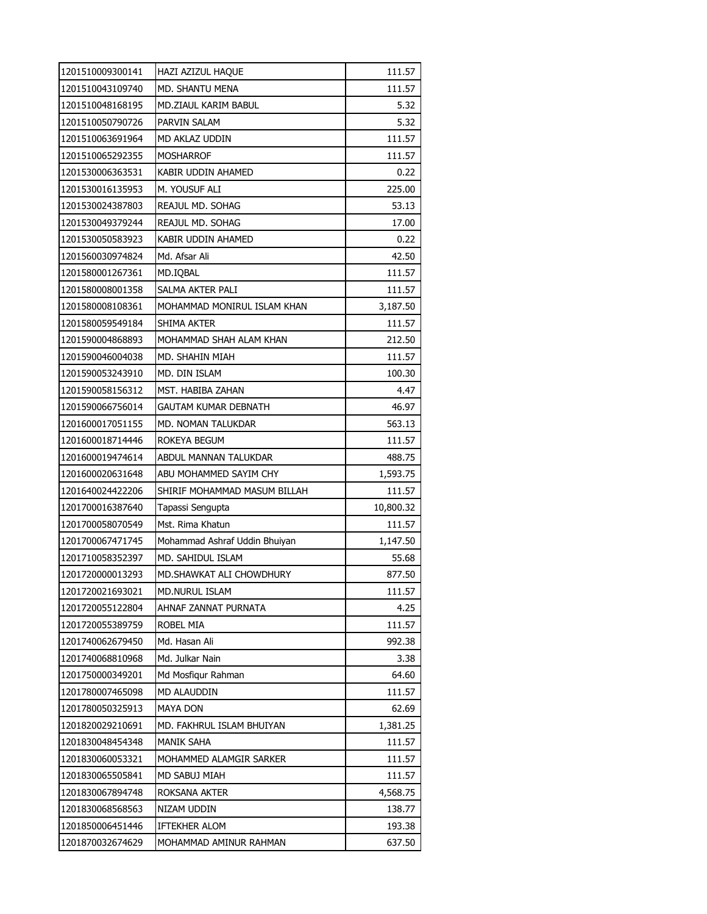| | | |
|---|---|---|
| 1201510009300141 | HAZI AZIZUL HAQUE | 111.57 |
| 1201510043109740 | MD. SHANTU MENA | 111.57 |
| 1201510048168195 | MD.ZIAUL KARIM BABUL | 5.32 |
| 1201510050790726 | PARVIN SALAM | 5.32 |
| 1201510063691964 | MD AKLAZ UDDIN | 111.57 |
| 1201510065292355 | MOSHARROF | 111.57 |
| 1201530006363531 | KABIR UDDIN AHAMED | 0.22 |
| 1201530016135953 | M. YOUSUF ALI | 225.00 |
| 1201530024387803 | REAJUL MD. SOHAG | 53.13 |
| 1201530049379244 | REAJUL MD. SOHAG | 17.00 |
| 1201530050583923 | KABIR UDDIN AHAMED | 0.22 |
| 1201560030974824 | Md. Afsar Ali | 42.50 |
| 1201580001267361 | MD.IQBAL | 111.57 |
| 1201580008001358 | SALMA AKTER PALI | 111.57 |
| 1201580008108361 | MOHAMMAD MONIRUL ISLAM KHAN | 3,187.50 |
| 1201580059549184 | SHIMA AKTER | 111.57 |
| 1201590004868893 | MOHAMMAD SHAH ALAM KHAN | 212.50 |
| 1201590046004038 | MD. SHAHIN MIAH | 111.57 |
| 1201590053243910 | MD. DIN ISLAM | 100.30 |
| 1201590058156312 | MST. HABIBA ZAHAN | 4.47 |
| 1201590066756014 | GAUTAM KUMAR DEBNATH | 46.97 |
| 1201600017051155 | MD. NOMAN TALUKDAR | 563.13 |
| 1201600018714446 | ROKEYA BEGUM | 111.57 |
| 1201600019474614 | ABDUL MANNAN TALUKDAR | 488.75 |
| 1201600020631648 | ABU MOHAMMED SAYIM CHY | 1,593.75 |
| 1201640024422206 | SHIRIF MOHAMMAD MASUM BILLAH | 111.57 |
| 1201700016387640 | Tapassi Sengupta | 10,800.32 |
| 1201700058070549 | Mst. Rima Khatun | 111.57 |
| 1201700067471745 | Mohammad Ashraf Uddin Bhuiyan | 1,147.50 |
| 1201710058352397 | MD. SAHIDUL ISLAM | 55.68 |
| 1201720000013293 | MD.SHAWKAT ALI CHOWDHURY | 877.50 |
| 1201720021693021 | MD.NURUL ISLAM | 111.57 |
| 1201720055122804 | AHNAF ZANNAT PURNATA | 4.25 |
| 1201720055389759 | ROBEL MIA | 111.57 |
| 1201740062679450 | Md. Hasan Ali | 992.38 |
| 1201740068810968 | Md. Julkar Nain | 3.38 |
| 1201750000349201 | Md Mosfiqur Rahman | 64.60 |
| 1201780007465098 | MD ALAUDDIN | 111.57 |
| 1201780050325913 | MAYA DON | 62.69 |
| 1201820029210691 | MD. FAKHRUL ISLAM BHUIYAN | 1,381.25 |
| 1201830048454348 | MANIK SAHA | 111.57 |
| 1201830060053321 | MOHAMMED ALAMGIR SARKER | 111.57 |
| 1201830065505841 | MD SABUJ MIAH | 111.57 |
| 1201830067894748 | ROKSANA AKTER | 4,568.75 |
| 1201830068568563 | NIZAM UDDIN | 138.77 |
| 1201850006451446 | IFTEKHER ALOM | 193.38 |
| 1201870032674629 | MOHAMMAD AMINUR RAHMAN | 637.50 |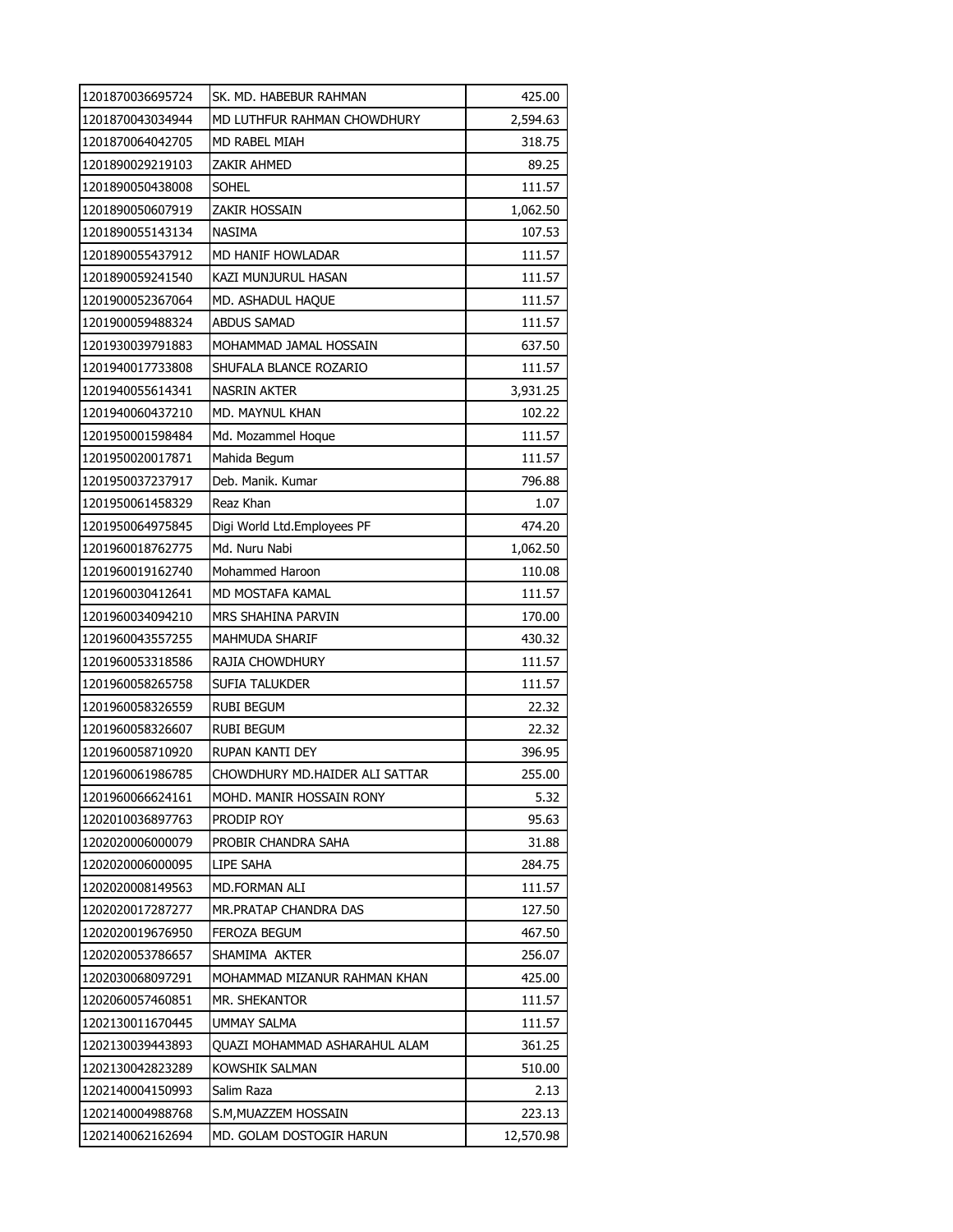| | | |
|---|---|---|
| 1201870036695724 | SK. MD. HABEBUR RAHMAN | 425.00 |
| 1201870043034944 | MD LUTHFUR RAHMAN CHOWDHURY | 2,594.63 |
| 1201870064042705 | MD RABEL MIAH | 318.75 |
| 1201890029219103 | ZAKIR AHMED | 89.25 |
| 1201890050438008 | SOHEL | 111.57 |
| 1201890050607919 | ZAKIR HOSSAIN | 1,062.50 |
| 1201890055143134 | NASIMA | 107.53 |
| 1201890055437912 | MD HANIF HOWLADAR | 111.57 |
| 1201890059241540 | KAZI MUNJURUL HASAN | 111.57 |
| 1201900052367064 | MD. ASHADUL HAQUE | 111.57 |
| 1201900059488324 | ABDUS SAMAD | 111.57 |
| 1201930039791883 | MOHAMMAD JAMAL HOSSAIN | 637.50 |
| 1201940017733808 | SHUFALA BLANCE ROZARIO | 111.57 |
| 1201940055614341 | NASRIN AKTER | 3,931.25 |
| 1201940060437210 | MD. MAYNUL KHAN | 102.22 |
| 1201950001598484 | Md. Mozammel Hoque | 111.57 |
| 1201950020017871 | Mahida Begum | 111.57 |
| 1201950037237917 | Deb. Manik. Kumar | 796.88 |
| 1201950061458329 | Reaz Khan | 1.07 |
| 1201950064975845 | Digi World Ltd.Employees PF | 474.20 |
| 1201960018762775 | Md. Nuru Nabi | 1,062.50 |
| 1201960019162740 | Mohammed Haroon | 110.08 |
| 1201960030412641 | MD MOSTAFA KAMAL | 111.57 |
| 1201960034094210 | MRS SHAHINA PARVIN | 170.00 |
| 1201960043557255 | MAHMUDA SHARIF | 430.32 |
| 1201960053318586 | RAJIA CHOWDHURY | 111.57 |
| 1201960058265758 | SUFIA TALUKDER | 111.57 |
| 1201960058326559 | RUBI BEGUM | 22.32 |
| 1201960058326607 | RUBI BEGUM | 22.32 |
| 1201960058710920 | RUPAN KANTI DEY | 396.95 |
| 1201960061986785 | CHOWDHURY MD.HAIDER ALI SATTAR | 255.00 |
| 1201960066624161 | MOHD. MANIR HOSSAIN RONY | 5.32 |
| 1202010036897763 | PRODIP ROY | 95.63 |
| 1202020006000079 | PROBIR CHANDRA SAHA | 31.88 |
| 1202020006000095 | LIPE SAHA | 284.75 |
| 1202020008149563 | MD.FORMAN ALI | 111.57 |
| 1202020017287277 | MR.PRATAP CHANDRA DAS | 127.50 |
| 1202020019676950 | FEROZA BEGUM | 467.50 |
| 1202020053786657 | SHAMIMA AKTER | 256.07 |
| 1202030068097291 | MOHAMMAD MIZANUR RAHMAN KHAN | 425.00 |
| 1202060057460851 | MR. SHEKANTOR | 111.57 |
| 1202130011670445 | UMMAY SALMA | 111.57 |
| 1202130039443893 | QUAZI MOHAMMAD ASHARAHUL ALAM | 361.25 |
| 1202130042823289 | KOWSHIK SALMAN | 510.00 |
| 1202140004150993 | Salim Raza | 2.13 |
| 1202140004988768 | S.M,MUAZZEM HOSSAIN | 223.13 |
| 1202140062162694 | MD. GOLAM DOSTOGIR HARUN | 12,570.98 |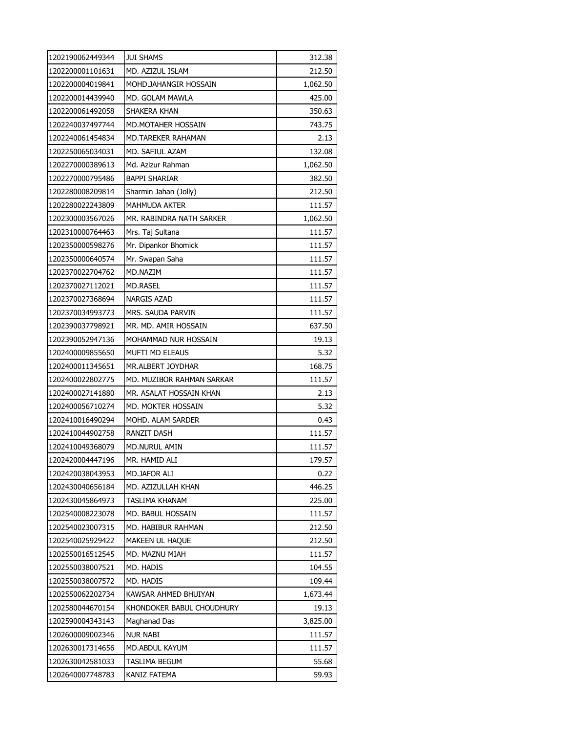| | | |
|---|---|---|
| 1202190062449344 | JUI SHAMS | 312.38 |
| 1202200001101631 | MD. AZIZUL ISLAM | 212.50 |
| 1202200004019841 | MOHD.JAHANGIR HOSSAIN | 1,062.50 |
| 1202200014439940 | MD. GOLAM MAWLA | 425.00 |
| 1202200061492058 | SHAKERA KHAN | 350.63 |
| 1202240037497744 | MD.MOTAHER HOSSAIN | 743.75 |
| 1202240061454834 | MD.TAREKER RAHAMAN | 2.13 |
| 1202250065034031 | MD. SAFIUL AZAM | 132.08 |
| 1202270000389613 | Md. Azizur Rahman | 1,062.50 |
| 1202270000795486 | BAPPI SHARIAR | 382.50 |
| 1202280008209814 | Sharmin Jahan (Jolly) | 212.50 |
| 1202280022243809 | MAHMUDA AKTER | 111.57 |
| 1202300003567026 | MR. RABINDRA NATH SARKER | 1,062.50 |
| 1202310000764463 | Mrs. Taj Sultana | 111.57 |
| 1202350000598276 | Mr. Dipankor Bhomick | 111.57 |
| 1202350000640574 | Mr. Swapan Saha | 111.57 |
| 1202370022704762 | MD.NAZIM | 111.57 |
| 1202370027112021 | MD.RASEL | 111.57 |
| 1202370027368694 | NARGIS AZAD | 111.57 |
| 1202370034993773 | MRS. SAUDA PARVIN | 111.57 |
| 1202390037798921 | MR. MD. AMIR HOSSAIN | 637.50 |
| 1202390052947136 | MOHAMMAD NUR HOSSAIN | 19.13 |
| 1202400009855650 | MUFTI MD ELEAUS | 5.32 |
| 1202400011345651 | MR.ALBERT JOYDHAR | 168.75 |
| 1202400022802775 | MD. MUZIBOR RAHMAN SARKAR | 111.57 |
| 1202400027141880 | MR. ASALAT HOSSAIN KHAN | 2.13 |
| 1202400056710274 | MD. MOKTER HOSSAIN | 5.32 |
| 1202410016490294 | MOHD. ALAM SARDER | 0.43 |
| 1202410044902758 | RANZIT DASH | 111.57 |
| 1202410049368079 | MD.NURUL AMIN | 111.57 |
| 1202420004447196 | MR. HAMID ALI | 179.57 |
| 1202420038043953 | MD.JAFOR ALI | 0.22 |
| 1202430040656184 | MD. AZIZULLAH KHAN | 446.25 |
| 1202430045864973 | TASLIMA KHANAM | 225.00 |
| 1202540008223078 | MD. BABUL HOSSAIN | 111.57 |
| 1202540023007315 | MD. HABIBUR RAHMAN | 212.50 |
| 1202540025929422 | MAKEEN UL HAQUE | 212.50 |
| 1202550016512545 | MD. MAZNU MIAH | 111.57 |
| 1202550038007521 | MD. HADIS | 104.55 |
| 1202550038007572 | MD. HADIS | 109.44 |
| 1202550062202734 | KAWSAR AHMED BHUIYAN | 1,673.44 |
| 1202580044670154 | KHONDOKER BABUL CHOUDHURY | 19.13 |
| 1202590004343143 | Maghanad Das | 3,825.00 |
| 1202600009002346 | NUR NABI | 111.57 |
| 1202630017314656 | MD.ABDUL KAYUM | 111.57 |
| 1202630042581033 | TASLIMA BEGUM | 55.68 |
| 1202640007748783 | KANIZ FATEMA | 59.93 |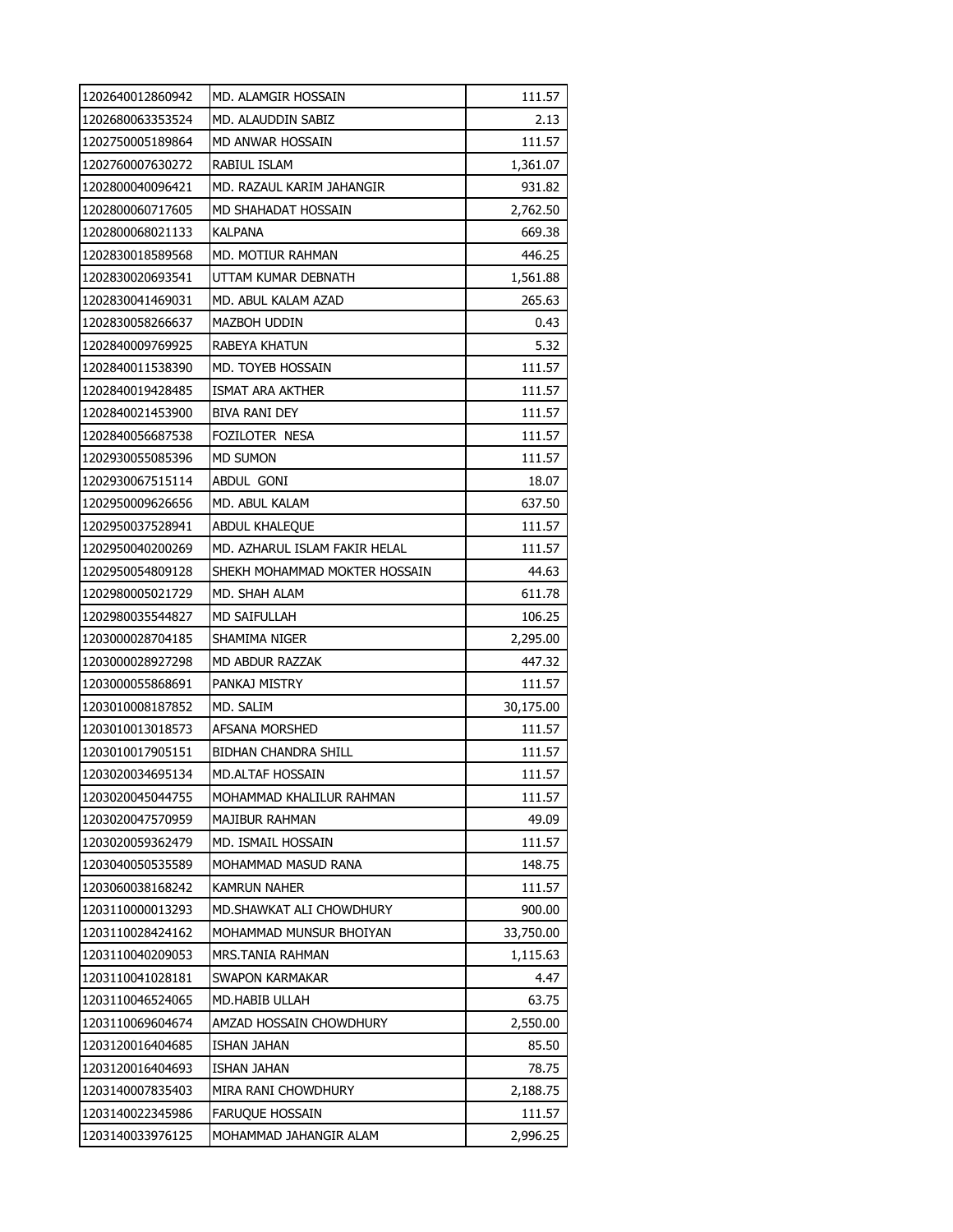| | | |
|---|---|---|
| 1202640012860942 | MD. ALAMGIR HOSSAIN | 111.57 |
| 1202680063353524 | MD. ALAUDDIN SABIZ | 2.13 |
| 1202750005189864 | MD ANWAR HOSSAIN | 111.57 |
| 1202760007630272 | RABIUL ISLAM | 1,361.07 |
| 1202800040096421 | MD. RAZAUL KARIM JAHANGIR | 931.82 |
| 1202800060717605 | MD SHAHADAT HOSSAIN | 2,762.50 |
| 1202800068021133 | KALPANA | 669.38 |
| 1202830018589568 | MD. MOTIUR RAHMAN | 446.25 |
| 1202830020693541 | UTTAM KUMAR DEBNATH | 1,561.88 |
| 1202830041469031 | MD. ABUL KALAM AZAD | 265.63 |
| 1202830058266637 | MAZBOH UDDIN | 0.43 |
| 1202840009769925 | RABEYA KHATUN | 5.32 |
| 1202840011538390 | MD. TOYEB HOSSAIN | 111.57 |
| 1202840019428485 | ISMAT ARA AKTHER | 111.57 |
| 1202840021453900 | BIVA RANI DEY | 111.57 |
| 1202840056687538 | FOZILOTER NESA | 111.57 |
| 1202930055085396 | MD SUMON | 111.57 |
| 1202930067515114 | ABDUL GONI | 18.07 |
| 1202950009626656 | MD. ABUL KALAM | 637.50 |
| 1202950037528941 | ABDUL KHALEQUE | 111.57 |
| 1202950040200269 | MD. AZHARUL ISLAM FAKIR HELAL | 111.57 |
| 1202950054809128 | SHEKH MOHAMMAD MOKTER HOSSAIN | 44.63 |
| 1202980005021729 | MD. SHAH ALAM | 611.78 |
| 1202980035544827 | MD SAIFULLAH | 106.25 |
| 1203000028704185 | SHAMIMA NIGER | 2,295.00 |
| 1203000028927298 | MD ABDUR RAZZAK | 447.32 |
| 1203000055868691 | PANKAJ MISTRY | 111.57 |
| 1203010008187852 | MD. SALIM | 30,175.00 |
| 1203010013018573 | AFSANA MORSHED | 111.57 |
| 1203010017905151 | BIDHAN CHANDRA SHILL | 111.57 |
| 1203020034695134 | MD.ALTAF HOSSAIN | 111.57 |
| 1203020045044755 | MOHAMMAD KHALILUR RAHMAN | 111.57 |
| 1203020047570959 | MAJIBUR RAHMAN | 49.09 |
| 1203020059362479 | MD. ISMAIL HOSSAIN | 111.57 |
| 1203040050535589 | MOHAMMAD MASUD RANA | 148.75 |
| 1203060038168242 | KAMRUN NAHER | 111.57 |
| 1203110000013293 | MD.SHAWKAT ALI CHOWDHURY | 900.00 |
| 1203110028424162 | MOHAMMAD MUNSUR BHOIYAN | 33,750.00 |
| 1203110040209053 | MRS.TANIA RAHMAN | 1,115.63 |
| 1203110041028181 | SWAPON KARMAKAR | 4.47 |
| 1203110046524065 | MD.HABIB ULLAH | 63.75 |
| 1203110069604674 | AMZAD HOSSAIN CHOWDHURY | 2,550.00 |
| 1203120016404685 | ISHAN JAHAN | 85.50 |
| 1203120016404693 | ISHAN JAHAN | 78.75 |
| 1203140007835403 | MIRA RANI CHOWDHURY | 2,188.75 |
| 1203140022345986 | FARUQUE HOSSAIN | 111.57 |
| 1203140033976125 | MOHAMMAD JAHANGIR ALAM | 2,996.25 |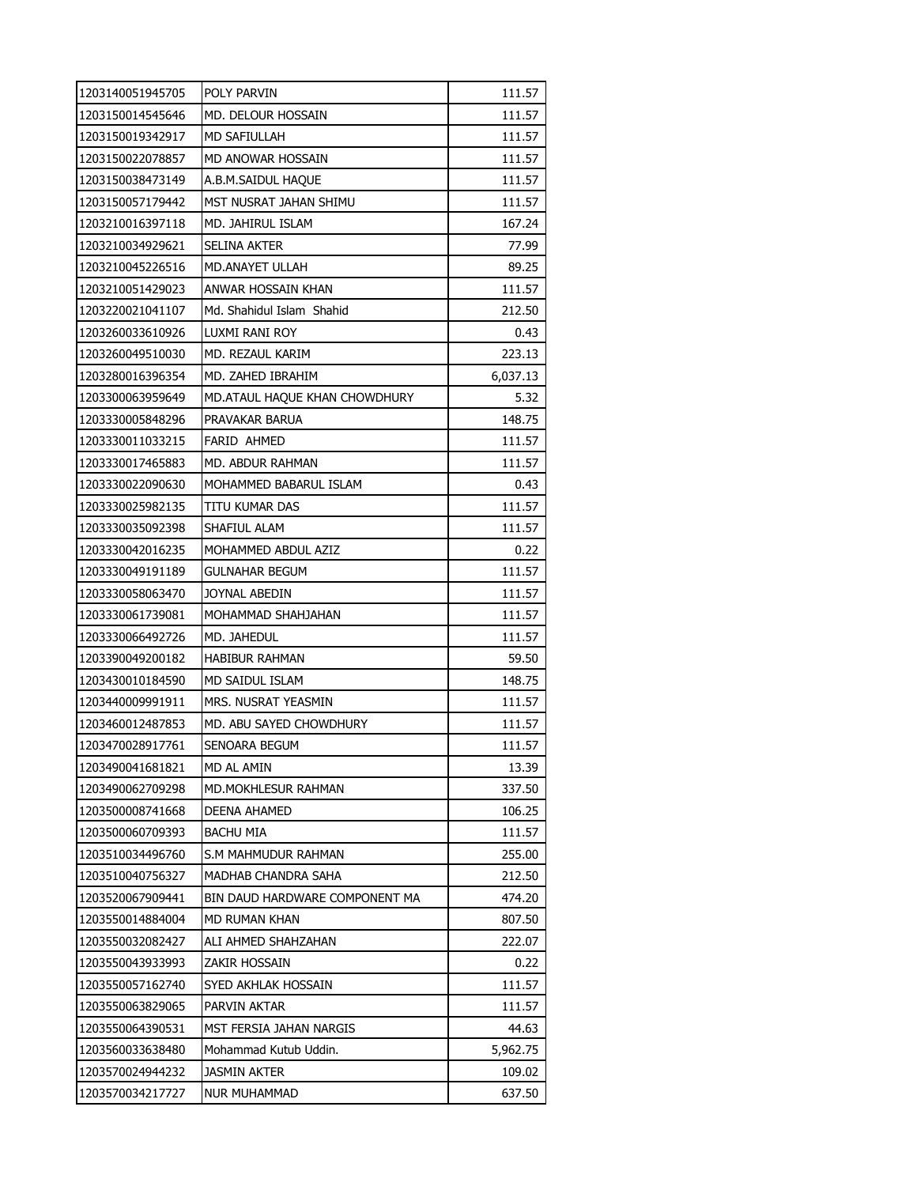| | | |
|---|---|---|
| 1203140051945705 | POLY PARVIN | 111.57 |
| 1203150014545646 | MD. DELOUR HOSSAIN | 111.57 |
| 1203150019342917 | MD SAFIULLAH | 111.57 |
| 1203150022078857 | MD ANOWAR HOSSAIN | 111.57 |
| 1203150038473149 | A.B.M.SAIDUL HAQUE | 111.57 |
| 1203150057179442 | MST NUSRAT JAHAN SHIMU | 111.57 |
| 1203210016397118 | MD. JAHIRUL ISLAM | 167.24 |
| 1203210034929621 | SELINA AKTER | 77.99 |
| 1203210045226516 | MD.ANAYET ULLAH | 89.25 |
| 1203210051429023 | ANWAR HOSSAIN KHAN | 111.57 |
| 1203220021041107 | Md. Shahidul Islam Shahid | 212.50 |
| 1203260033610926 | LUXMI RANI ROY | 0.43 |
| 1203260049510030 | MD. REZAUL KARIM | 223.13 |
| 1203280016396354 | MD. ZAHED IBRAHIM | 6,037.13 |
| 1203300063959649 | MD.ATAUL HAQUE KHAN CHOWDHURY | 5.32 |
| 1203330005848296 | PRAVAKAR BARUA | 148.75 |
| 1203330011033215 | FARID AHMED | 111.57 |
| 1203330017465883 | MD. ABDUR RAHMAN | 111.57 |
| 1203330022090630 | MOHAMMED BABARUL ISLAM | 0.43 |
| 1203330025982135 | TITU KUMAR DAS | 111.57 |
| 1203330035092398 | SHAFIUL ALAM | 111.57 |
| 1203330042016235 | MOHAMMED ABDUL AZIZ | 0.22 |
| 1203330049191189 | GULNAHAR BEGUM | 111.57 |
| 1203330058063470 | JOYNAL ABEDIN | 111.57 |
| 1203330061739081 | MOHAMMAD SHAHJAHAN | 111.57 |
| 1203330066492726 | MD. JAHEDUL | 111.57 |
| 1203390049200182 | HABIBUR RAHMAN | 59.50 |
| 1203430010184590 | MD SAIDUL ISLAM | 148.75 |
| 1203440009991911 | MRS. NUSRAT YEASMIN | 111.57 |
| 1203460012487853 | MD. ABU SAYED CHOWDHURY | 111.57 |
| 1203470028917761 | SENOARA BEGUM | 111.57 |
| 1203490041681821 | MD AL AMIN | 13.39 |
| 1203490062709298 | MD.MOKHLESUR RAHMAN | 337.50 |
| 1203500008741668 | DEENA AHAMED | 106.25 |
| 1203500060709393 | BACHU MIA | 111.57 |
| 1203510034496760 | S.M MAHMUDUR RAHMAN | 255.00 |
| 1203510040756327 | MADHAB CHANDRA SAHA | 212.50 |
| 1203520067909441 | BIN DAUD HARDWARE COMPONENT MA | 474.20 |
| 1203550014884004 | MD RUMAN KHAN | 807.50 |
| 1203550032082427 | ALI AHMED SHAHZAHAN | 222.07 |
| 1203550043933993 | ZAKIR HOSSAIN | 0.22 |
| 1203550057162740 | SYED AKHLAK HOSSAIN | 111.57 |
| 1203550063829065 | PARVIN AKTAR | 111.57 |
| 1203550064390531 | MST FERSIA JAHAN NARGIS | 44.63 |
| 1203560033638480 | Mohammad Kutub Uddin. | 5,962.75 |
| 1203570024944232 | JASMIN AKTER | 109.02 |
| 1203570034217727 | NUR MUHAMMAD | 637.50 |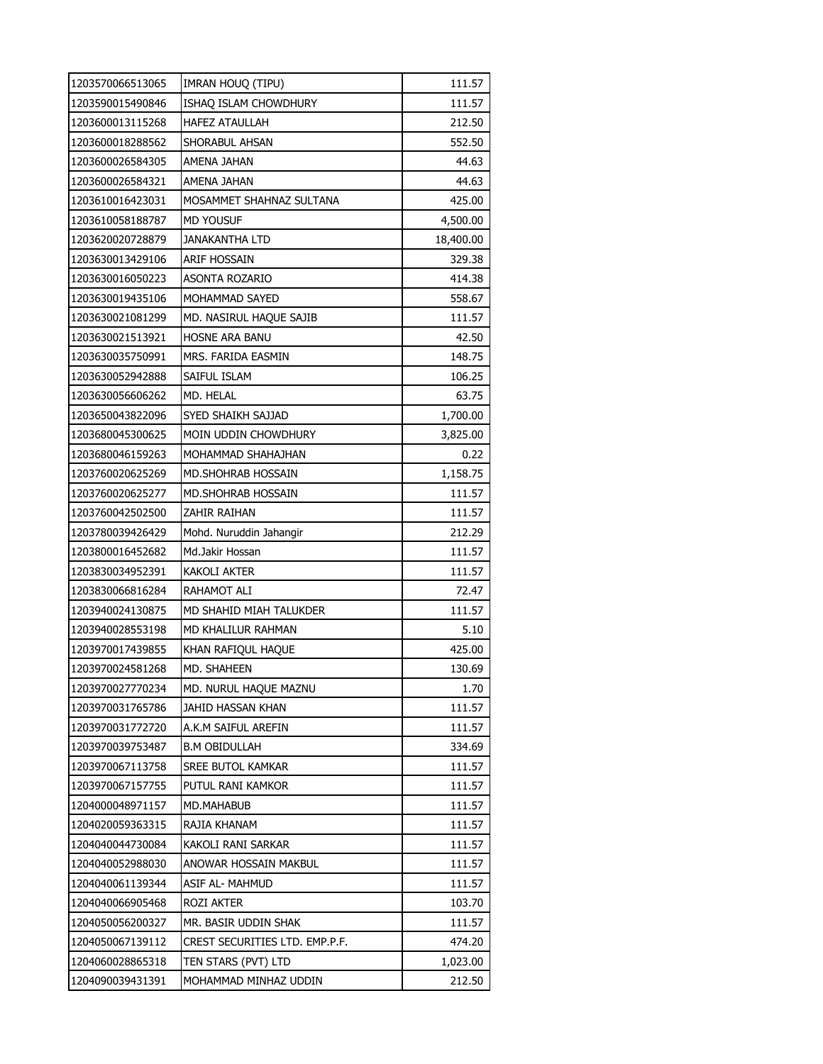| | | |
|---|---|---|
| 1203570066513065 | IMRAN HOUQ (TIPU) | 111.57 |
| 1203590015490846 | ISHAQ ISLAM CHOWDHURY | 111.57 |
| 1203600013115268 | HAFEZ ATAULLAH | 212.50 |
| 1203600018288562 | SHORABUL AHSAN | 552.50 |
| 1203600026584305 | AMENA JAHAN | 44.63 |
| 1203600026584321 | AMENA JAHAN | 44.63 |
| 1203610016423031 | MOSAMMET SHAHNAZ SULTANA | 425.00 |
| 1203610058188787 | MD YOUSUF | 4,500.00 |
| 1203620020728879 | JANAKANTHA LTD | 18,400.00 |
| 1203630013429106 | ARIF HOSSAIN | 329.38 |
| 1203630016050223 | ASONTA ROZARIO | 414.38 |
| 1203630019435106 | MOHAMMAD SAYED | 558.67 |
| 1203630021081299 | MD. NASIRUL HAQUE SAJIB | 111.57 |
| 1203630021513921 | HOSNE ARA BANU | 42.50 |
| 1203630035750991 | MRS. FARIDA EASMIN | 148.75 |
| 1203630052942888 | SAIFUL ISLAM | 106.25 |
| 1203630056606262 | MD. HELAL | 63.75 |
| 1203650043822096 | SYED SHAIKH SAJJAD | 1,700.00 |
| 1203680045300625 | MOIN UDDIN CHOWDHURY | 3,825.00 |
| 1203680046159263 | MOHAMMAD SHAHAJHAN | 0.22 |
| 1203760020625269 | MD.SHOHRAB HOSSAIN | 1,158.75 |
| 1203760020625277 | MD.SHOHRAB HOSSAIN | 111.57 |
| 1203760042502500 | ZAHIR RAIHAN | 111.57 |
| 1203780039426429 | Mohd. Nuruddin Jahangir | 212.29 |
| 1203800016452682 | Md.Jakir Hossan | 111.57 |
| 1203830034952391 | KAKOLI AKTER | 111.57 |
| 1203830066816284 | RAHAMOT ALI | 72.47 |
| 1203940024130875 | MD SHAHID MIAH TALUKDER | 111.57 |
| 1203940028553198 | MD KHALILUR RAHMAN | 5.10 |
| 1203970017439855 | KHAN RAFIQUL HAQUE | 425.00 |
| 1203970024581268 | MD. SHAHEEN | 130.69 |
| 1203970027770234 | MD. NURUL HAQUE MAZNU | 1.70 |
| 1203970031765786 | JAHID HASSAN KHAN | 111.57 |
| 1203970031772720 | A.K.M SAIFUL AREFIN | 111.57 |
| 1203970039753487 | B.M OBIDULLAH | 334.69 |
| 1203970067113758 | SREE BUTOL KAMKAR | 111.57 |
| 1203970067157755 | PUTUL RANI KAMKOR | 111.57 |
| 1204000048971157 | MD.MAHABUB | 111.57 |
| 1204020059363315 | RAJIA KHANAM | 111.57 |
| 1204040044730084 | KAKOLI RANI SARKAR | 111.57 |
| 1204040052988030 | ANOWAR HOSSAIN MAKBUL | 111.57 |
| 1204040061139344 | ASIF AL- MAHMUD | 111.57 |
| 1204040066905468 | ROZI AKTER | 103.70 |
| 1204050056200327 | MR. BASIR UDDIN SHAK | 111.57 |
| 1204050067139112 | CREST SECURITIES LTD. EMP.P.F. | 474.20 |
| 1204060028865318 | TEN STARS (PVT) LTD | 1,023.00 |
| 1204090039431391 | MOHAMMAD MINHAZ UDDIN | 212.50 |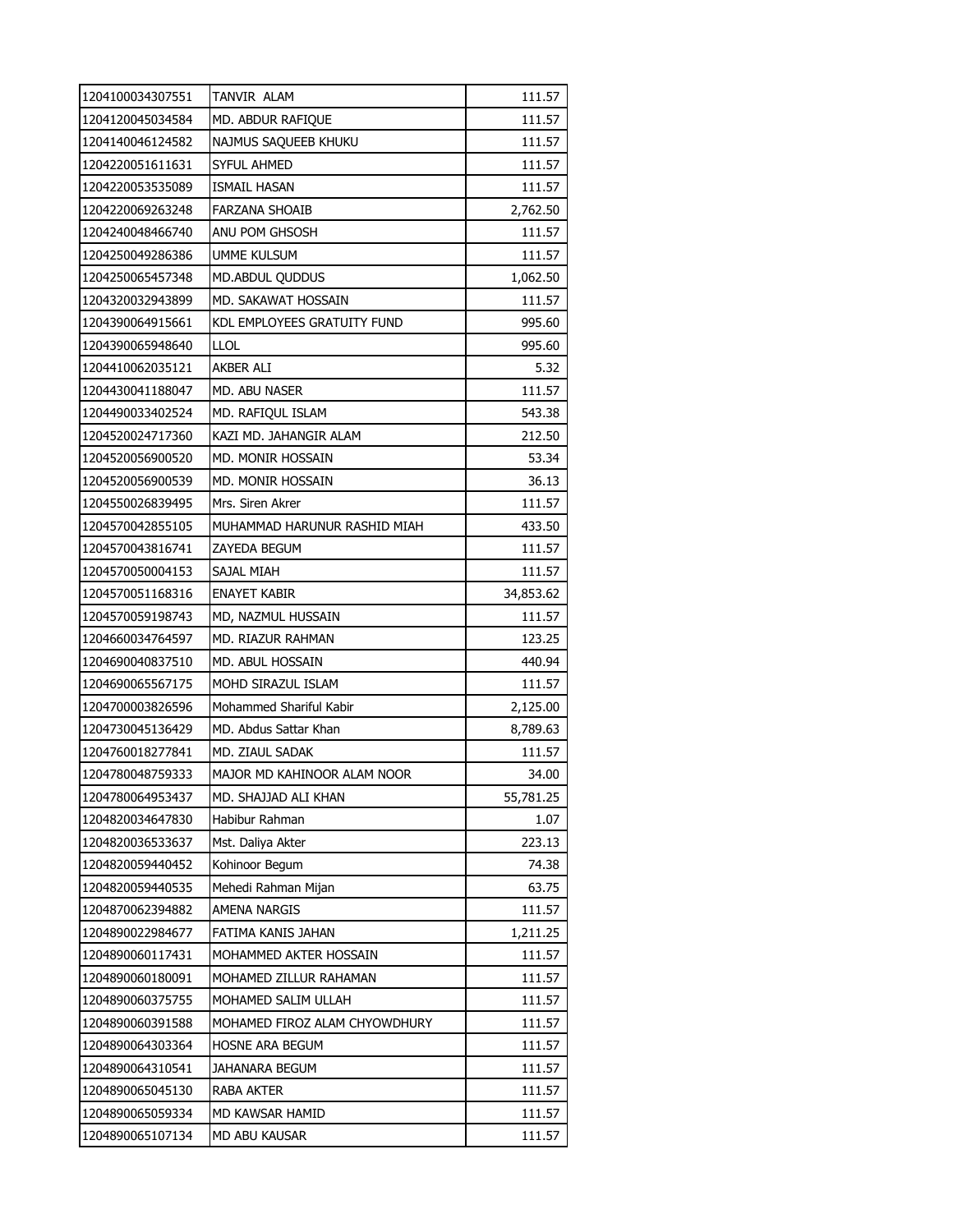| | | |
|---|---|---|
| 1204100034307551 | TANVIR ALAM | 111.57 |
| 1204120045034584 | MD. ABDUR RAFIQUE | 111.57 |
| 1204140046124582 | NAJMUS SAQUEEB KHUKU | 111.57 |
| 1204220051611631 | SYFUL AHMED | 111.57 |
| 1204220053535089 | ISMAIL HASAN | 111.57 |
| 1204220069263248 | FARZANA SHOAIB | 2,762.50 |
| 1204240048466740 | ANU POM GHSOSH | 111.57 |
| 1204250049286386 | UMME KULSUM | 111.57 |
| 1204250065457348 | MD.ABDUL QUDDUS | 1,062.50 |
| 1204320032943899 | MD. SAKAWAT HOSSAIN | 111.57 |
| 1204390064915661 | KDL EMPLOYEES GRATUITY FUND | 995.60 |
| 1204390065948640 | LLOL | 995.60 |
| 1204410062035121 | AKBER ALI | 5.32 |
| 1204430041188047 | MD. ABU NASER | 111.57 |
| 1204490033402524 | MD. RAFIQUL ISLAM | 543.38 |
| 1204520024717360 | KAZI MD. JAHANGIR ALAM | 212.50 |
| 1204520056900520 | MD. MONIR HOSSAIN | 53.34 |
| 1204520056900539 | MD. MONIR HOSSAIN | 36.13 |
| 1204550026839495 | Mrs. Siren Akrer | 111.57 |
| 1204570042855105 | MUHAMMAD HARUNUR RASHID MIAH | 433.50 |
| 1204570043816741 | ZAYEDA BEGUM | 111.57 |
| 1204570050004153 | SAJAL MIAH | 111.57 |
| 1204570051168316 | ENAYET KABIR | 34,853.62 |
| 1204570059198743 | MD, NAZMUL HUSSAIN | 111.57 |
| 1204660034764597 | MD. RIAZUR RAHMAN | 123.25 |
| 1204690040837510 | MD. ABUL HOSSAIN | 440.94 |
| 1204690065567175 | MOHD SIRAZUL ISLAM | 111.57 |
| 1204700003826596 | Mohammed Shariful Kabir | 2,125.00 |
| 1204730045136429 | MD. Abdus Sattar Khan | 8,789.63 |
| 1204760018277841 | MD. ZIAUL SADAK | 111.57 |
| 1204780048759333 | MAJOR MD KAHINOOR ALAM NOOR | 34.00 |
| 1204780064953437 | MD. SHAJJAD ALI KHAN | 55,781.25 |
| 1204820034647830 | Habibur Rahman | 1.07 |
| 1204820036533637 | Mst. Daliya Akter | 223.13 |
| 1204820059440452 | Kohinoor Begum | 74.38 |
| 1204820059440535 | Mehedi Rahman Mijan | 63.75 |
| 1204870062394882 | AMENA NARGIS | 111.57 |
| 1204890022984677 | FATIMA KANIS JAHAN | 1,211.25 |
| 1204890060117431 | MOHAMMED AKTER HOSSAIN | 111.57 |
| 1204890060180091 | MOHAMED ZILLUR RAHAMAN | 111.57 |
| 1204890060375755 | MOHAMED SALIM ULLAH | 111.57 |
| 1204890060391588 | MOHAMED FIROZ ALAM CHYOWDHURY | 111.57 |
| 1204890064303364 | HOSNE ARA BEGUM | 111.57 |
| 1204890064310541 | JAHANARA BEGUM | 111.57 |
| 1204890065045130 | RABA AKTER | 111.57 |
| 1204890065059334 | MD KAWSAR HAMID | 111.57 |
| 1204890065107134 | MD ABU KAUSAR | 111.57 |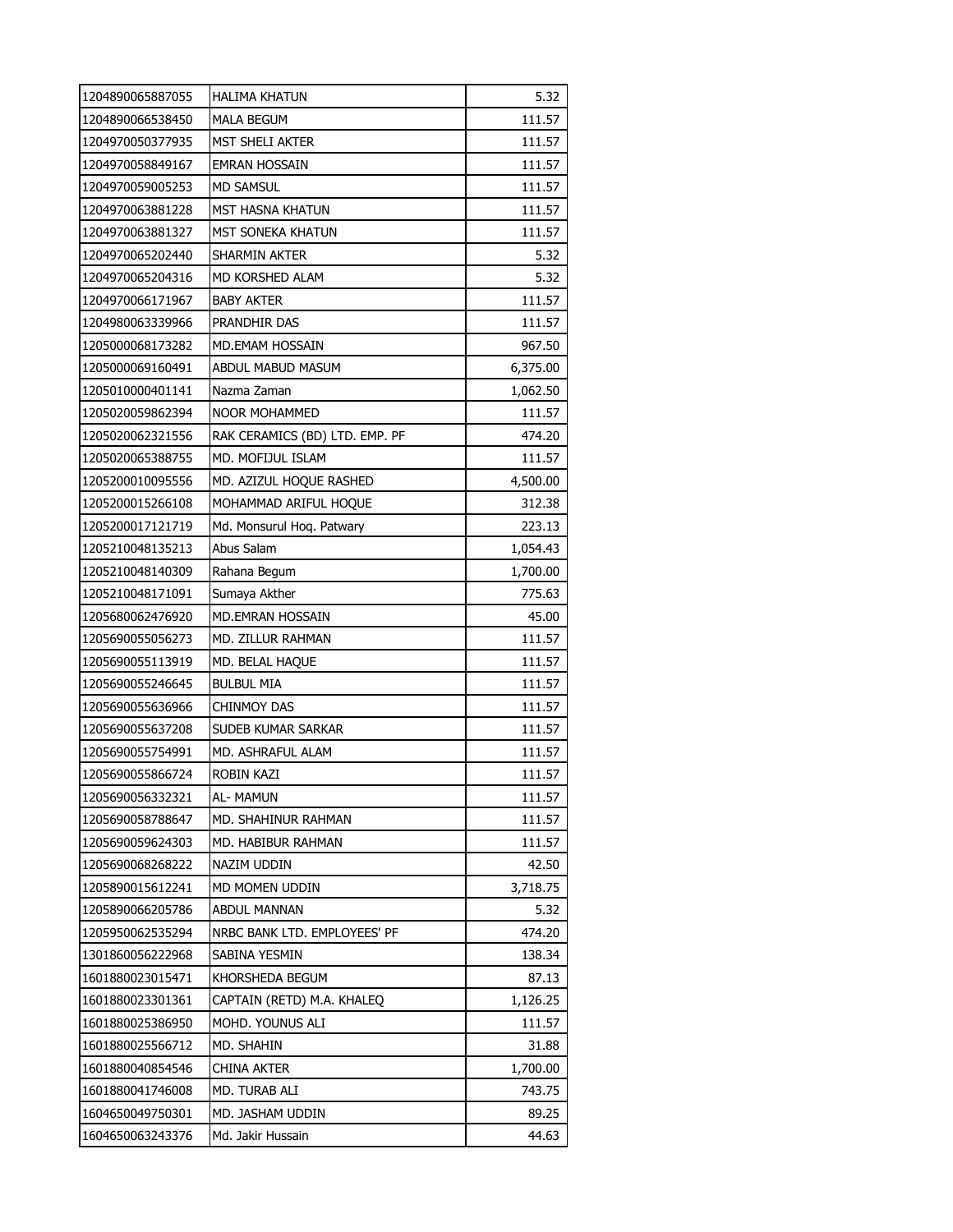| | | |
|---|---|---|
| 1204890065887055 | HALIMA KHATUN | 5.32 |
| 1204890066538450 | MALA BEGUM | 111.57 |
| 1204970050377935 | MST SHELI AKTER | 111.57 |
| 1204970058849167 | EMRAN HOSSAIN | 111.57 |
| 1204970059005253 | MD SAMSUL | 111.57 |
| 1204970063881228 | MST HASNA KHATUN | 111.57 |
| 1204970063881327 | MST SONEKA KHATUN | 111.57 |
| 1204970065202440 | SHARMIN AKTER | 5.32 |
| 1204970065204316 | MD KORSHED ALAM | 5.32 |
| 1204970066171967 | BABY AKTER | 111.57 |
| 1204980063339966 | PRANDHIR DAS | 111.57 |
| 1205000068173282 | MD.EMAM HOSSAIN | 967.50 |
| 1205000069160491 | ABDUL MABUD MASUM | 6,375.00 |
| 1205010000401141 | Nazma Zaman | 1,062.50 |
| 1205020059862394 | NOOR MOHAMMED | 111.57 |
| 1205020062321556 | RAK CERAMICS (BD) LTD. EMP. PF | 474.20 |
| 1205020065388755 | MD. MOFIJUL ISLAM | 111.57 |
| 1205200010095556 | MD. AZIZUL HOQUE RASHED | 4,500.00 |
| 1205200015266108 | MOHAMMAD ARIFUL HOQUE | 312.38 |
| 1205200017121719 | Md. Monsurul Hoq. Patwary | 223.13 |
| 1205210048135213 | Abus Salam | 1,054.43 |
| 1205210048140309 | Rahana Begum | 1,700.00 |
| 1205210048171091 | Sumaya Akther | 775.63 |
| 1205680062476920 | MD.EMRAN HOSSAIN | 45.00 |
| 1205690055056273 | MD. ZILLUR RAHMAN | 111.57 |
| 1205690055113919 | MD. BELAL HAQUE | 111.57 |
| 1205690055246645 | BULBUL MIA | 111.57 |
| 1205690055636966 | CHINMOY DAS | 111.57 |
| 1205690055637208 | SUDEB KUMAR SARKAR | 111.57 |
| 1205690055754991 | MD. ASHRAFUL ALAM | 111.57 |
| 1205690055866724 | ROBIN KAZI | 111.57 |
| 1205690056332321 | AL- MAMUN | 111.57 |
| 1205690058788647 | MD. SHAHINUR RAHMAN | 111.57 |
| 1205690059624303 | MD. HABIBUR RAHMAN | 111.57 |
| 1205690068268222 | NAZIM UDDIN | 42.50 |
| 1205890015612241 | MD MOMEN UDDIN | 3,718.75 |
| 1205890066205786 | ABDUL MANNAN | 5.32 |
| 1205950062535294 | NRBC BANK LTD. EMPLOYEES' PF | 474.20 |
| 1301860056222968 | SABINA YESMIN | 138.34 |
| 1601880023015471 | KHORSHEDA BEGUM | 87.13 |
| 1601880023301361 | CAPTAIN (RETD) M.A. KHALEQ | 1,126.25 |
| 1601880025386950 | MOHD. YOUNUS ALI | 111.57 |
| 1601880025566712 | MD. SHAHIN | 31.88 |
| 1601880040854546 | CHINA AKTER | 1,700.00 |
| 1601880041746008 | MD. TURAB ALI | 743.75 |
| 1604650049750301 | MD. JASHAM UDDIN | 89.25 |
| 1604650063243376 | Md. Jakir Hussain | 44.63 |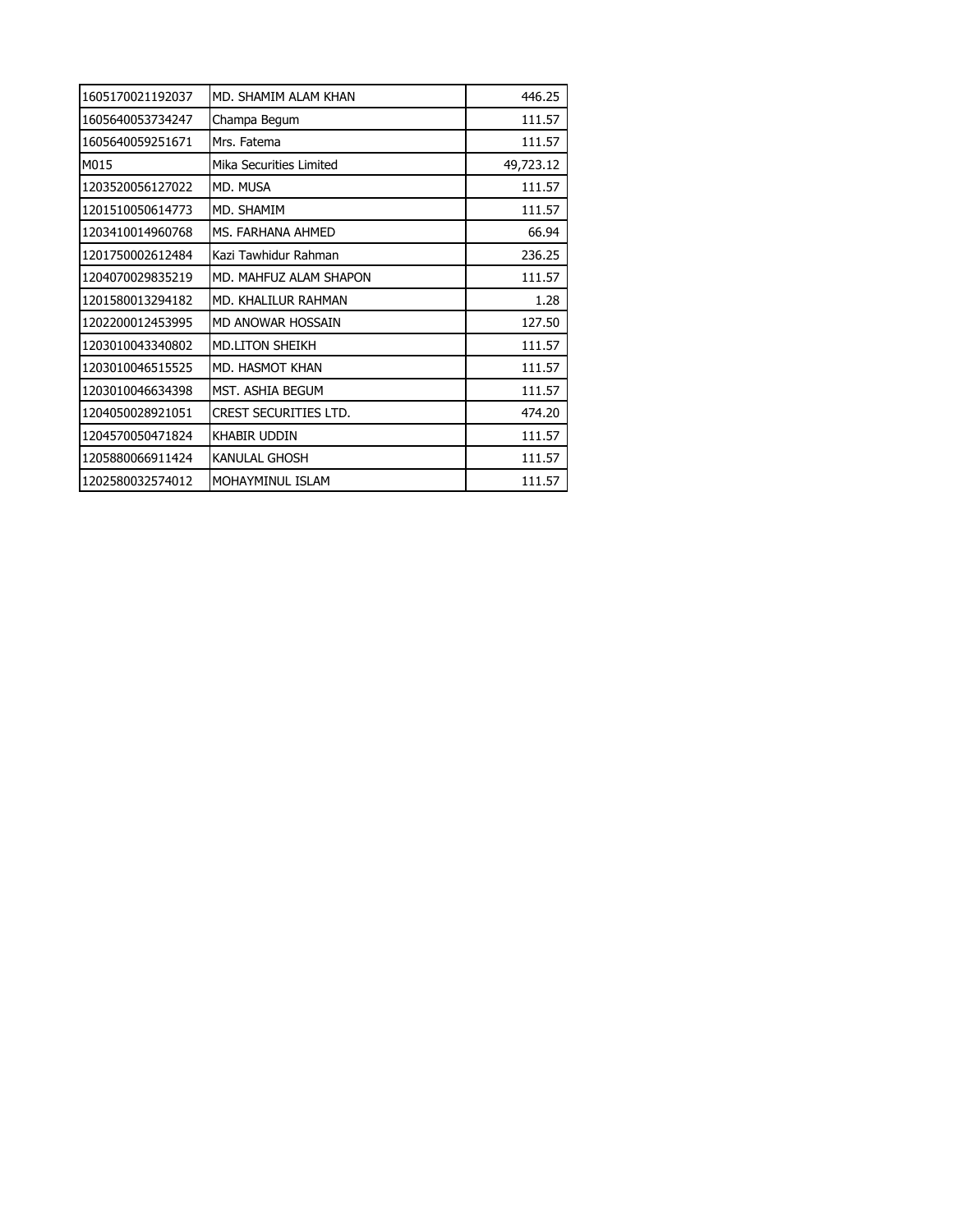| | | |
|---|---|---|
| 1605170021192037 | MD. SHAMIM ALAM KHAN | 446.25 |
| 1605640053734247 | Champa Begum | 111.57 |
| 1605640059251671 | Mrs. Fatema | 111.57 |
| M015 | Mika Securities Limited | 49,723.12 |
| 1203520056127022 | MD. MUSA | 111.57 |
| 1201510050614773 | MD. SHAMIM | 111.57 |
| 1203410014960768 | MS. FARHANA AHMED | 66.94 |
| 1201750002612484 | Kazi Tawhidur Rahman | 236.25 |
| 1204070029835219 | MD. MAHFUZ ALAM SHAPON | 111.57 |
| 1201580013294182 | MD. KHALILUR RAHMAN | 1.28 |
| 1202200012453995 | MD ANOWAR HOSSAIN | 127.50 |
| 1203010043340802 | MD.LITON SHEIKH | 111.57 |
| 1203010046515525 | MD. HASMOT KHAN | 111.57 |
| 1203010046634398 | MST. ASHIA BEGUM | 111.57 |
| 1204050028921051 | CREST SECURITIES LTD. | 474.20 |
| 1204570050471824 | KHABIR UDDIN | 111.57 |
| 1205880066911424 | KANULAL GHOSH | 111.57 |
| 1202580032574012 | MOHAYMINUL ISLAM | 111.57 |